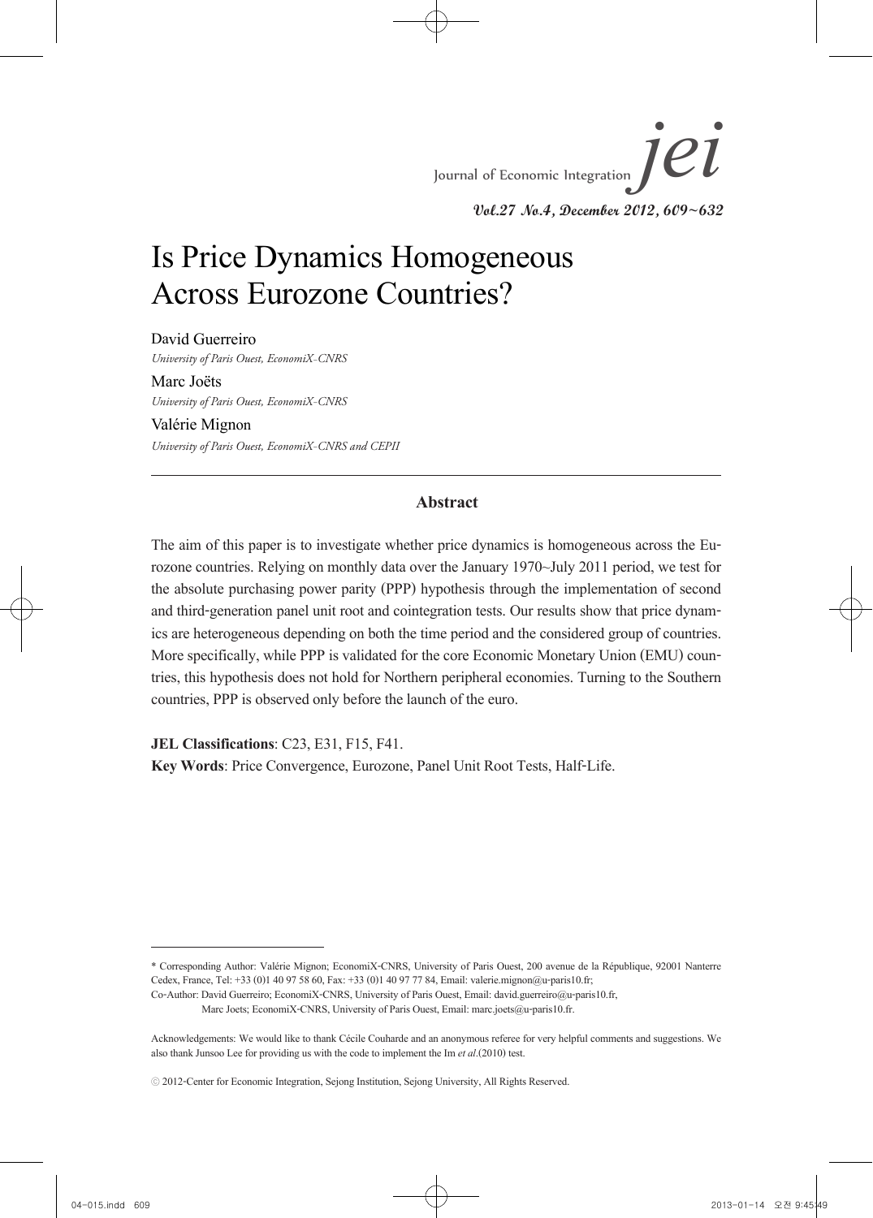# Is Price Dynamics Homogeneous Across Eurozone Countries?

David Guerreiro
*University of Paris Ouest, EconomiX-CNRS*

Marc Joëts
*University of Paris Ouest, EconomiX-CNRS*

Valérie Mignon
*University of Paris Ouest, EconomiX-CNRS and CEPII*

---

## Abstract

The aim of this paper is to investigate whether price dynamics is homogeneous across the Eurozone countries. Relying on monthly data over the January 1970~July 2011 period, we test for the absolute purchasing power parity (PPP) hypothesis through the implementation of second and third-generation panel unit root and cointegration tests. Our results show that price dynamics are heterogeneous depending on both the time period and the considered group of countries. More specifically, while PPP is validated for the core Economic Monetary Union (EMU) countries, this hypothesis does not hold for Northern peripheral economies. Turning to the Southern countries, PPP is observed only before the launch of the euro.

**JEL Classifications**: C23, E31, F15, F41.
**Key Words**: Price Convergence, Eurozone, Panel Unit Root Tests, Half-Life.

---

\* Corresponding Author: Valérie Mignon; EconomiX-CNRS, University of Paris Ouest, 200 avenue de la République, 92001 Nanterre Cedex, France, Tel: +33 (0)1 40 97 58 60, Fax: +33 (0)1 40 97 77 84, Email: valerie.mignon@u-paris10.fr;
Co-Author: David Guerreiro; EconomiX-CNRS, University of Paris Ouest, Email: david.guerreiro@u-paris10.fr,
Marc Joets; EconomiX-CNRS, University of Paris Ouest, Email: marc.joets@u-paris10.fr.

Acknowledgements: We would like to thank Cécile Couharde and an anonymous referee for very helpful comments and suggestions. We also thank Junsoo Lee for providing us with the code to implement the Im *et al*.(2010) test.

ⓒ 2012-Center for Economic Integration, Sejong Institution, Sejong University, All Rights Reserved.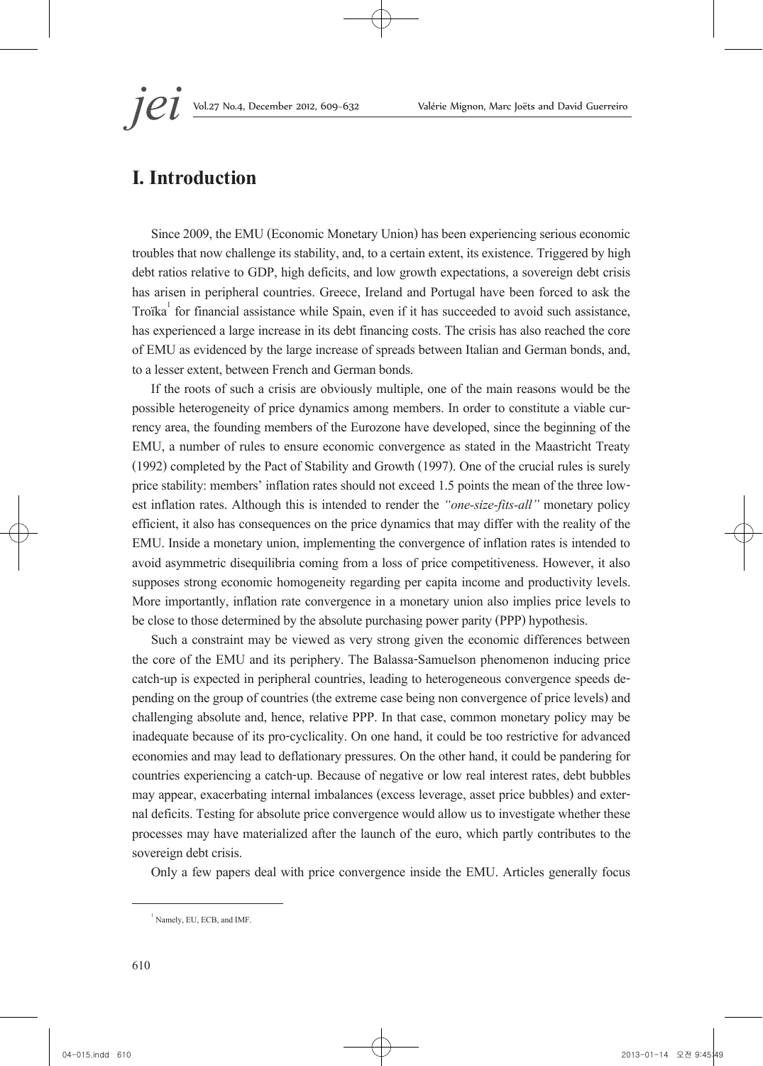# I. Introduction

Since 2009, the EMU (Economic Monetary Union) has been experiencing serious economic troubles that now challenge its stability, and, to a certain extent, its existence. Triggered by high debt ratios relative to GDP, high deficits, and low growth expectations, a sovereign debt crisis has arisen in peripheral countries. Greece, Ireland and Portugal have been forced to ask the Troïka[1] for financial assistance while Spain, even if it has succeeded to avoid such assistance, has experienced a large increase in its debt financing costs. The crisis has also reached the core of EMU as evidenced by the large increase of spreads between Italian and German bonds, and, to a lesser extent, between French and German bonds.

If the roots of such a crisis are obviously multiple, one of the main reasons would be the possible heterogeneity of price dynamics among members. In order to constitute a viable currency area, the founding members of the Eurozone have developed, since the beginning of the EMU, a number of rules to ensure economic convergence as stated in the Maastricht Treaty (1992) completed by the Pact of Stability and Growth (1997). One of the crucial rules is surely price stability: members' inflation rates should not exceed 1.5 points the mean of the three lowest inflation rates. Although this is intended to render the *"one-size-fits-all"* monetary policy efficient, it also has consequences on the price dynamics that may differ with the reality of the EMU. Inside a monetary union, implementing the convergence of inflation rates is intended to avoid asymmetric disequilibria coming from a loss of price competitiveness. However, it also supposes strong economic homogeneity regarding per capita income and productivity levels. More importantly, inflation rate convergence in a monetary union also implies price levels to be close to those determined by the absolute purchasing power parity (PPP) hypothesis.

Such a constraint may be viewed as very strong given the economic differences between the core of the EMU and its periphery. The Balassa-Samuelson phenomenon inducing price catch-up is expected in peripheral countries, leading to heterogeneous convergence speeds depending on the group of countries (the extreme case being non convergence of price levels) and challenging absolute and, hence, relative PPP. In that case, common monetary policy may be inadequate because of its pro-cyclicality. On one hand, it could be too restrictive for advanced economies and may lead to deflationary pressures. On the other hand, it could be pandering for countries experiencing a catch-up. Because of negative or low real interest rates, debt bubbles may appear, exacerbating internal imbalances (excess leverage, asset price bubbles) and external deficits. Testing for absolute price convergence would allow us to investigate whether these processes may have materialized after the launch of the euro, which partly contributes to the sovereign debt crisis.

Only a few papers deal with price convergence inside the EMU. Articles generally focus

[1] Namely, EU, ECB, and IMF.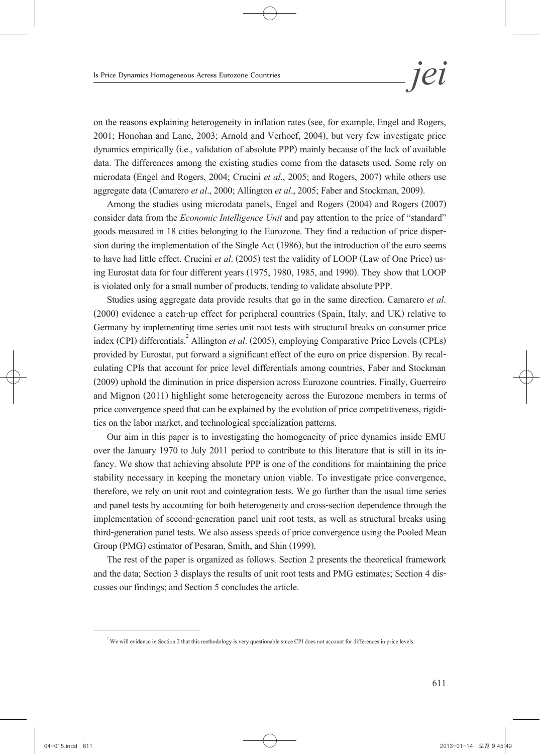on the reasons explaining heterogeneity in inflation rates (see, for example, Engel and Rogers, 2001; Honohan and Lane, 2003; Arnold and Verhoef, 2004), but very few investigate price dynamics empirically (i.e., validation of absolute PPP) mainly because of the lack of available data. The differences among the existing studies come from the datasets used. Some rely on microdata (Engel and Rogers, 2004; Crucini *et al*., 2005; and Rogers, 2007) while others use aggregate data (Camarero *et al*., 2000; Allington *et al*., 2005; Faber and Stockman, 2009).

Among the studies using microdata panels, Engel and Rogers (2004) and Rogers (2007) consider data from the *Economic Intelligence Unit* and pay attention to the price of "standard" goods measured in 18 cities belonging to the Eurozone. They find a reduction of price dispersion during the implementation of the Single Act (1986), but the introduction of the euro seems to have had little effect. Crucini *et al*. (2005) test the validity of LOOP (Law of One Price) using Eurostat data for four different years (1975, 1980, 1985, and 1990). They show that LOOP is violated only for a small number of products, tending to validate absolute PPP.

Studies using aggregate data provide results that go in the same direction. Camarero *et al*. (2000) evidence a catch-up effect for peripheral countries (Spain, Italy, and UK) relative to Germany by implementing time series unit root tests with structural breaks on consumer price index (CPI) differentials.[2] Allington *et al*. (2005), employing Comparative Price Levels (CPLs) provided by Eurostat, put forward a significant effect of the euro on price dispersion. By recalculating CPIs that account for price level differentials among countries, Faber and Stockman (2009) uphold the diminution in price dispersion across Eurozone countries. Finally, Guerreiro and Mignon (2011) highlight some heterogeneity across the Eurozone members in terms of price convergence speed that can be explained by the evolution of price competitiveness, rigidities on the labor market, and technological specialization patterns.

Our aim in this paper is to investigating the homogeneity of price dynamics inside EMU over the January 1970 to July 2011 period to contribute to this literature that is still in its infancy. We show that achieving absolute PPP is one of the conditions for maintaining the price stability necessary in keeping the monetary union viable. To investigate price convergence, therefore, we rely on unit root and cointegration tests. We go further than the usual time series and panel tests by accounting for both heterogeneity and cross-section dependence through the implementation of second-generation panel unit root tests, as well as structural breaks using third-generation panel tests. We also assess speeds of price convergence using the Pooled Mean Group (PMG) estimator of Pesaran, Smith, and Shin (1999).

The rest of the paper is organized as follows. Section 2 presents the theoretical framework and the data; Section 3 displays the results of unit root tests and PMG estimates; Section 4 discusses our findings; and Section 5 concludes the article.

[2] We will evidence in Section 2 that this methodology is very questionable since CPI does not account for differences in price levels.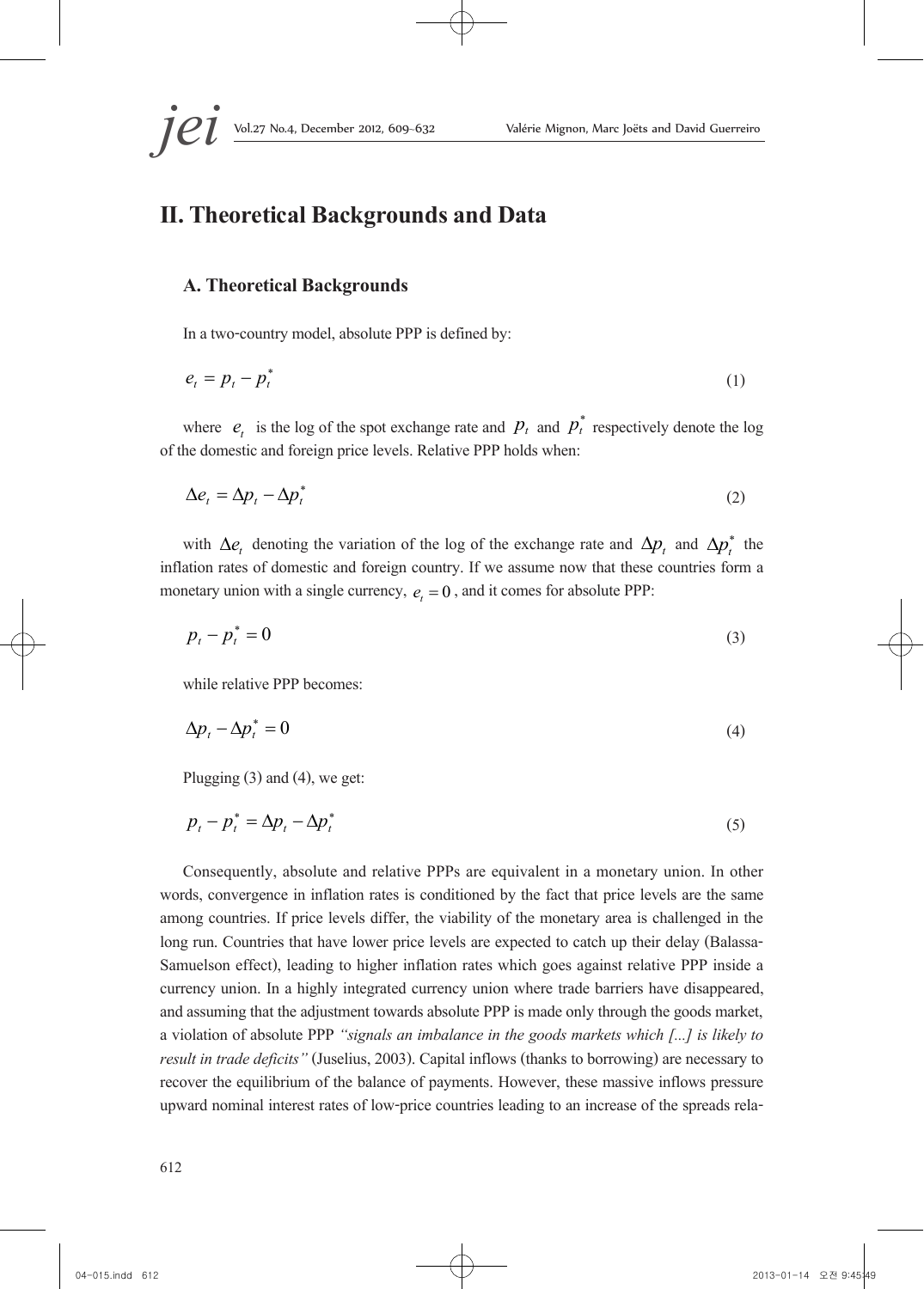## II. Theoretical Backgrounds and Data

### A. Theoretical Backgrounds

In a two-country model, absolute PPP is defined by:

$$e_t = p_t - p_t^* \tag{1}$$

where $e_t$ is the log of the spot exchange rate and $p_t$ and $p_t^*$ respectively denote the log of the domestic and foreign price levels. Relative PPP holds when:

$$\Delta e_t = \Delta p_t - \Delta p_t^* \tag{2}$$

with $\Delta e_t$ denoting the variation of the log of the exchange rate and $\Delta p_t$ and $\Delta p_t^*$ the inflation rates of domestic and foreign country. If we assume now that these countries form a monetary union with a single currency, $e_t = 0$, and it comes for absolute PPP:

$$p_t - p_t^* = 0 \tag{3}$$

while relative PPP becomes:

$$\Delta p_t - \Delta p_t^* = 0 \tag{4}$$

Plugging (3) and (4), we get:

$$p_t - p_t^* = \Delta p_t - \Delta p_t^* \tag{5}$$

Consequently, absolute and relative PPPs are equivalent in a monetary union. In other words, convergence in inflation rates is conditioned by the fact that price levels are the same among countries. If price levels differ, the viability of the monetary area is challenged in the long run. Countries that have lower price levels are expected to catch up their delay (Balassa-Samuelson effect), leading to higher inflation rates which goes against relative PPP inside a currency union. In a highly integrated currency union where trade barriers have disappeared, and assuming that the adjustment towards absolute PPP is made only through the goods market, a violation of absolute PPP *"signals an imbalance in the goods markets which [...] is likely to result in trade deficits"* (Juselius, 2003). Capital inflows (thanks to borrowing) are necessary to recover the equilibrium of the balance of payments. However, these massive inflows pressure upward nominal interest rates of low-price countries leading to an increase of the spreads rela-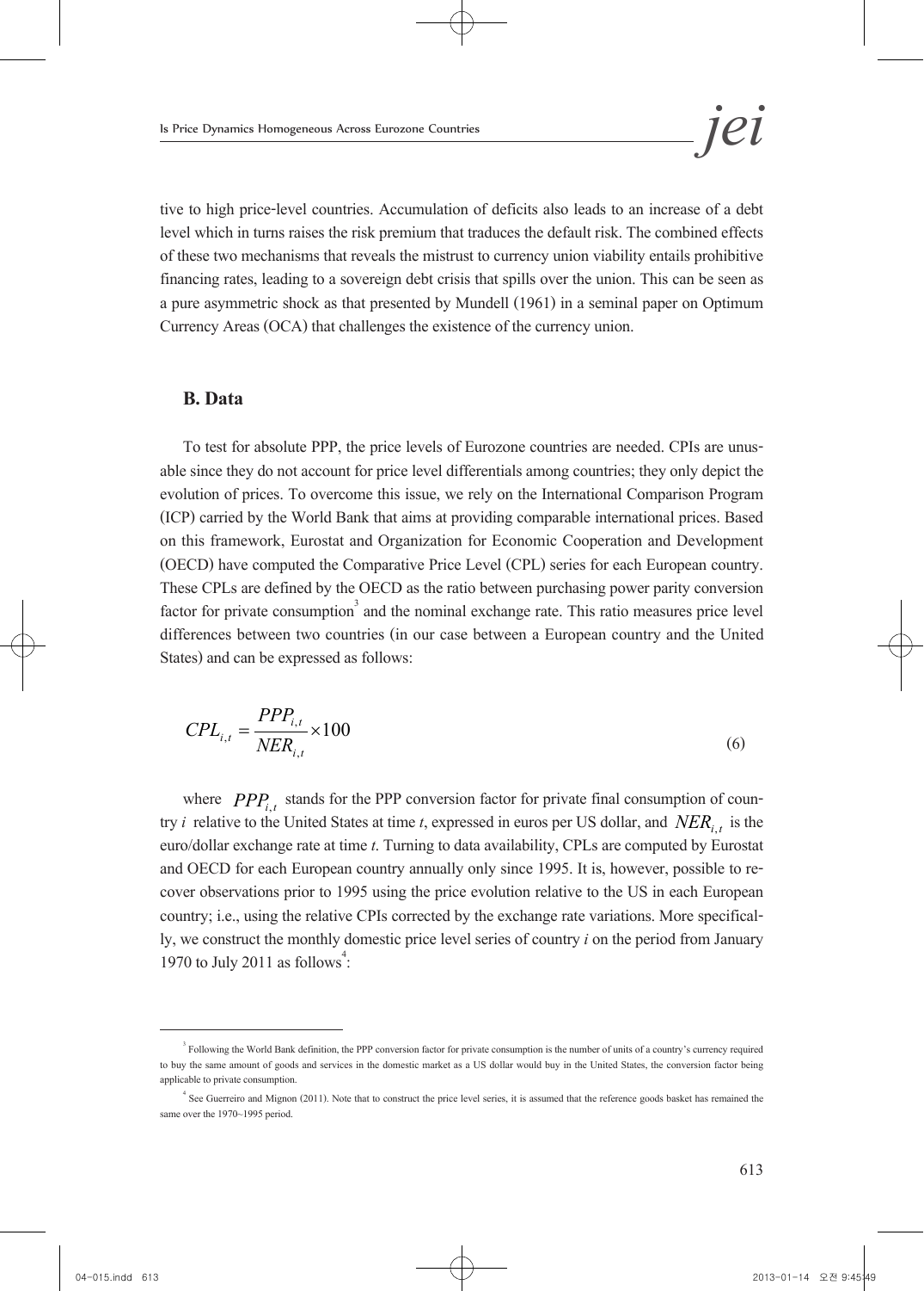tive to high price-level countries. Accumulation of deficits also leads to an increase of a debt level which in turns raises the risk premium that traduces the default risk. The combined effects of these two mechanisms that reveals the mistrust to currency union viability entails prohibitive financing rates, leading to a sovereign debt crisis that spills over the union. This can be seen as a pure asymmetric shock as that presented by Mundell (1961) in a seminal paper on Optimum Currency Areas (OCA) that challenges the existence of the currency union.

### B. Data

To test for absolute PPP, the price levels of Eurozone countries are needed. CPIs are unusable since they do not account for price level differentials among countries; they only depict the evolution of prices. To overcome this issue, we rely on the International Comparison Program (ICP) carried by the World Bank that aims at providing comparable international prices. Based on this framework, Eurostat and Organization for Economic Cooperation and Development (OECD) have computed the Comparative Price Level (CPL) series for each European country. These CPLs are defined by the OECD as the ratio between purchasing power parity conversion factor for private consumption[3] and the nominal exchange rate. This ratio measures price level differences between two countries (in our case between a European country and the United States) and can be expressed as follows:

$$CPL_{i,t} = \frac{PPP_{i,t}}{NER_{i,t}} \times 100 \tag{6}$$

where $PPP_{i,t}$ stands for the PPP conversion factor for private final consumption of country $i$ relative to the United States at time $t$, expressed in euros per US dollar, and $NER_{i,t}$ is the euro/dollar exchange rate at time $t$. Turning to data availability, CPLs are computed by Eurostat and OECD for each European country annually only since 1995. It is, however, possible to recover observations prior to 1995 using the price evolution relative to the US in each European country; i.e., using the relative CPIs corrected by the exchange rate variations. More specifically, we construct the monthly domestic price level series of country $i$ on the period from January 1970 to July 2011 as follows[4]:

[3] Following the World Bank definition, the PPP conversion factor for private consumption is the number of units of a country's currency required to buy the same amount of goods and services in the domestic market as a US dollar would buy in the United States, the conversion factor being applicable to private consumption.

[4] See Guerreiro and Mignon (2011). Note that to construct the price level series, it is assumed that the reference goods basket has remained the same over the 1970~1995 period.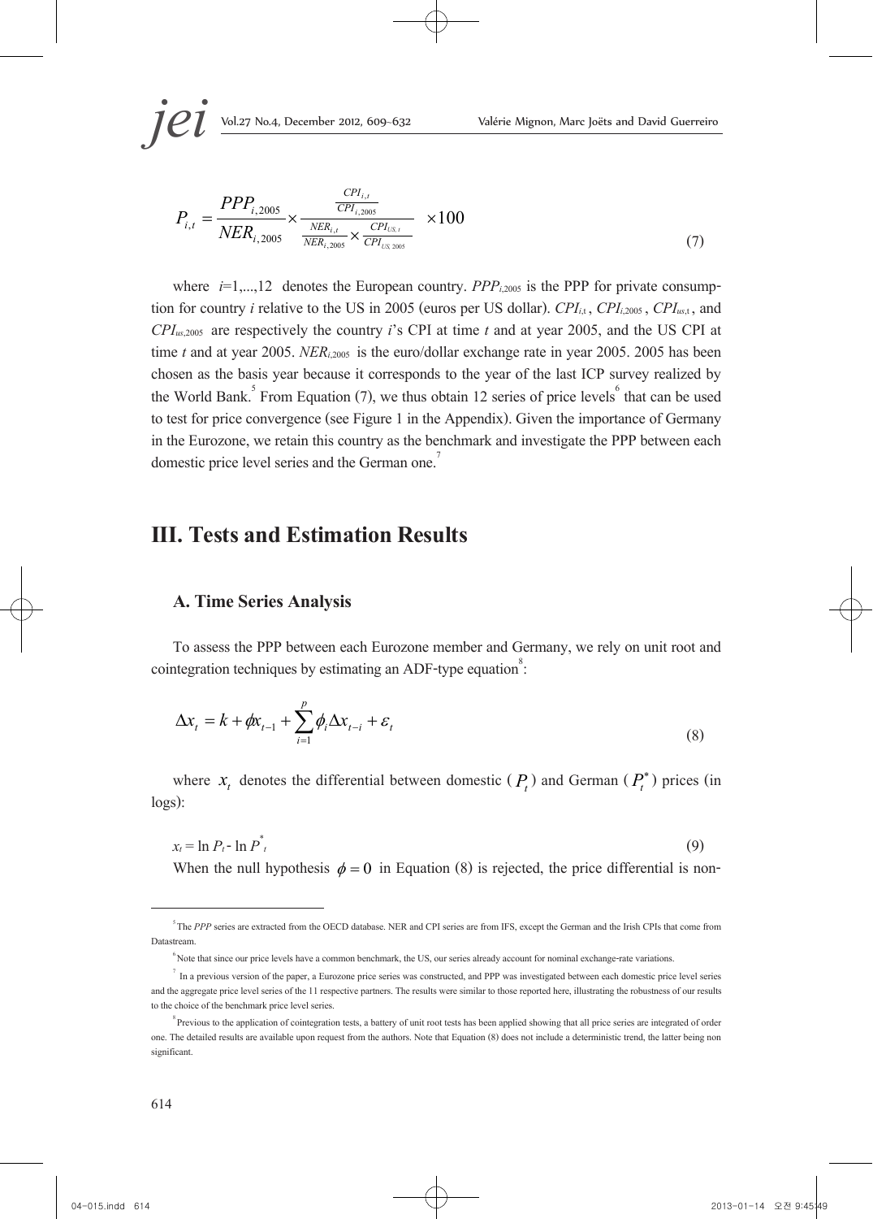$$P_{i,t} = \frac{PPP_{i,2005}}{NER_{i,2005}} \times \frac{\frac{CPI_{i,t}}{CPI_{i,2005}}}{\frac{NER_{i,t}}{NER_{i,2005}} \times \frac{CPI_{US,t}}{CPI_{US,2005}}} \times 100 \tag{7}$$

where $i$=1,...,12 denotes the European country. $PPP_{i,2005}$ is the PPP for private consumption for country $i$ relative to the US in 2005 (euros per US dollar). $CPI_{i,t}$, $CPI_{i,2005}$, $CPI_{us,t}$, and $CPI_{us,2005}$ are respectively the country $i$'s CPI at time $t$ and at year 2005, and the US CPI at time $t$ and at year 2005. $NER_{i,2005}$ is the euro/dollar exchange rate in year 2005. 2005 has been chosen as the basis year because it corresponds to the year of the last ICP survey realized by the World Bank.[5] From Equation (7), we thus obtain 12 series of price levels[6] that can be used to test for price convergence (see Figure 1 in the Appendix). Given the importance of Germany in the Eurozone, we retain this country as the benchmark and investigate the PPP between each domestic price level series and the German one.[7]

## III. Tests and Estimation Results

### A. Time Series Analysis

To assess the PPP between each Eurozone member and Germany, we rely on unit root and cointegration techniques by estimating an ADF-type equation[8]:

$$\Delta x_t = k + \phi x_{t-1} + \sum_{i=1}^{p} \phi_i \Delta x_{t-i} + \varepsilon_t \tag{8}$$

where $x_t$ denotes the differential between domestic ($P_t$) and German ($P_t^*$) prices (in logs):

$$x_t = \ln P_t - \ln P_t^* \tag{9}$$

When the null hypothesis $\phi = 0$ in Equation (8) is rejected, the price differential is non-

---

[5] The *PPP* series are extracted from the OECD database. NER and CPI series are from IFS, except the German and the Irish CPIs that come from Datastream.

[6] Note that since our price levels have a common benchmark, the US, our series already account for nominal exchange-rate variations.

[7] In a previous version of the paper, a Eurozone price series was constructed, and PPP was investigated between each domestic price level series and the aggregate price level series of the 11 respective partners. The results were similar to those reported here, illustrating the robustness of our results to the choice of the benchmark price level series.

[8] Previous to the application of cointegration tests, a battery of unit root tests has been applied showing that all price series are integrated of order one. The detailed results are available upon request from the authors. Note that Equation (8) does not include a deterministic trend, the latter being non significant.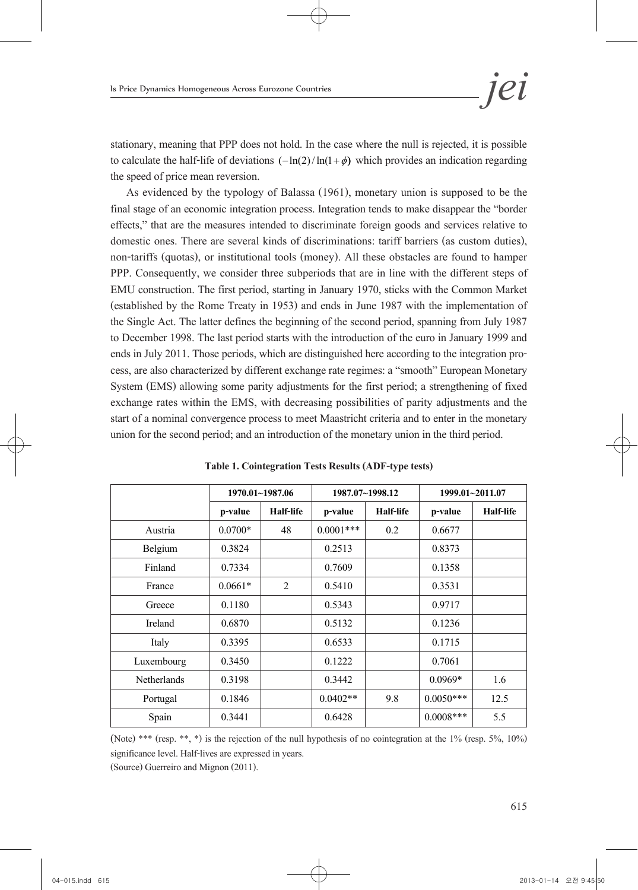stationary, meaning that PPP does not hold. In the case where the null is rejected, it is possible to calculate the half-life of deviations $(-\ln(2)/\ln(1+\phi))$ which provides an indication regarding the speed of price mean reversion.

As evidenced by the typology of Balassa (1961), monetary union is supposed to be the final stage of an economic integration process. Integration tends to make disappear the "border effects," that are the measures intended to discriminate foreign goods and services relative to domestic ones. There are several kinds of discriminations: tariff barriers (as custom duties), non-tariffs (quotas), or institutional tools (money). All these obstacles are found to hamper PPP. Consequently, we consider three subperiods that are in line with the different steps of EMU construction. The first period, starting in January 1970, sticks with the Common Market (established by the Rome Treaty in 1953) and ends in June 1987 with the implementation of the Single Act. The latter defines the beginning of the second period, spanning from July 1987 to December 1998. The last period starts with the introduction of the euro in January 1999 and ends in July 2011. Those periods, which are distinguished here according to the integration process, are also characterized by different exchange rate regimes: a "smooth" European Monetary System (EMS) allowing some parity adjustments for the first period; a strengthening of fixed exchange rates within the EMS, with decreasing possibilities of parity adjustments and the start of a nominal convergence process to meet Maastricht criteria and to enter in the monetary union for the second period; and an introduction of the monetary union in the third period.

**Table 1. Cointegration Tests Results (ADF-type tests)**

| | 1970.01~1987.06 | | 1987.07~1998.12 | | 1999.01~2011.07 | |
|---|---|---|---|---|---|---|
| | p-value | Half-life | p-value | Half-life | p-value | Half-life |
| Austria | 0.0700* | 48 | 0.0001*** | 0.2 | 0.6677 | |
| Belgium | 0.3824 | | 0.2513 | | 0.8373 | |
| Finland | 0.7334 | | 0.7609 | | 0.1358 | |
| France | 0.0661* | 2 | 0.5410 | | 0.3531 | |
| Greece | 0.1180 | | 0.5343 | | 0.9717 | |
| Ireland | 0.6870 | | 0.5132 | | 0.1236 | |
| Italy | 0.3395 | | 0.6533 | | 0.1715 | |
| Luxembourg | 0.3450 | | 0.1222 | | 0.7061 | |
| Netherlands | 0.3198 | | 0.3442 | | 0.0969* | 1.6 |
| Portugal | 0.1846 | | 0.0402** | 9.8 | 0.0050*** | 12.5 |
| Spain | 0.3441 | | 0.6428 | | 0.0008*** | 5.5 |

(Note) *** (resp. **, *) is the rejection of the null hypothesis of no cointegration at the 1% (resp. 5%, 10%) significance level. Half-lives are expressed in years.

(Source) Guerreiro and Mignon (2011).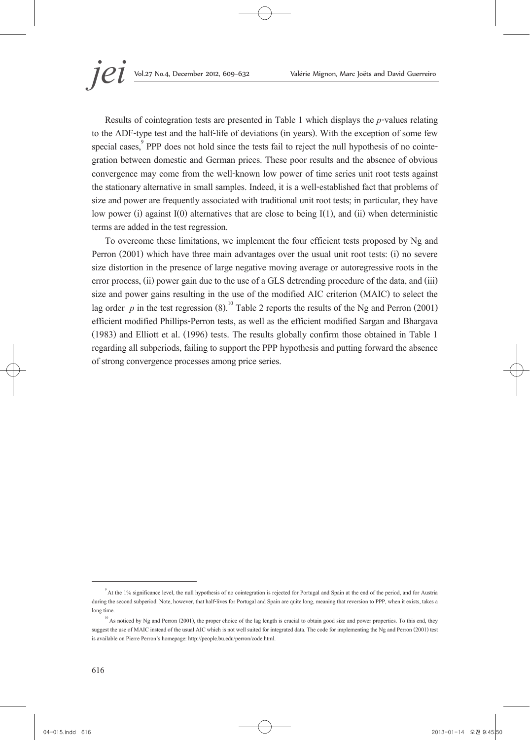Results of cointegration tests are presented in Table 1 which displays the *p*-values relating to the ADF-type test and the half-life of deviations (in years). With the exception of some few special cases,[9] PPP does not hold since the tests fail to reject the null hypothesis of no cointegration between domestic and German prices. These poor results and the absence of obvious convergence may come from the well-known low power of time series unit root tests against the stationary alternative in small samples. Indeed, it is a well-established fact that problems of size and power are frequently associated with traditional unit root tests; in particular, they have low power (i) against I(0) alternatives that are close to being I(1), and (ii) when deterministic terms are added in the test regression.

To overcome these limitations, we implement the four efficient tests proposed by Ng and Perron (2001) which have three main advantages over the usual unit root tests: (i) no severe size distortion in the presence of large negative moving average or autoregressive roots in the error process, (ii) power gain due to the use of a GLS detrending procedure of the data, and (iii) size and power gains resulting in the use of the modified AIC criterion (MAIC) to select the lag order $p$ in the test regression (8).[10] Table 2 reports the results of the Ng and Perron (2001) efficient modified Phillips-Perron tests, as well as the efficient modified Sargan and Bhargava (1983) and Elliott et al. (1996) tests. The results globally confirm those obtained in Table 1 regarding all subperiods, failing to support the PPP hypothesis and putting forward the absence of strong convergence processes among price series.

---

[9] At the 1% significance level, the null hypothesis of no cointegration is rejected for Portugal and Spain at the end of the period, and for Austria during the second subperiod. Note, however, that half-lives for Portugal and Spain are quite long, meaning that reversion to PPP, when it exists, takes a long time.

[10] As noticed by Ng and Perron (2001), the proper choice of the lag length is crucial to obtain good size and power properties. To this end, they suggest the use of MAIC instead of the usual AIC which is not well suited for integrated data. The code for implementing the Ng and Perron (2001) test is available on Pierre Perron's homepage: http://people.bu.edu/perron/code.html.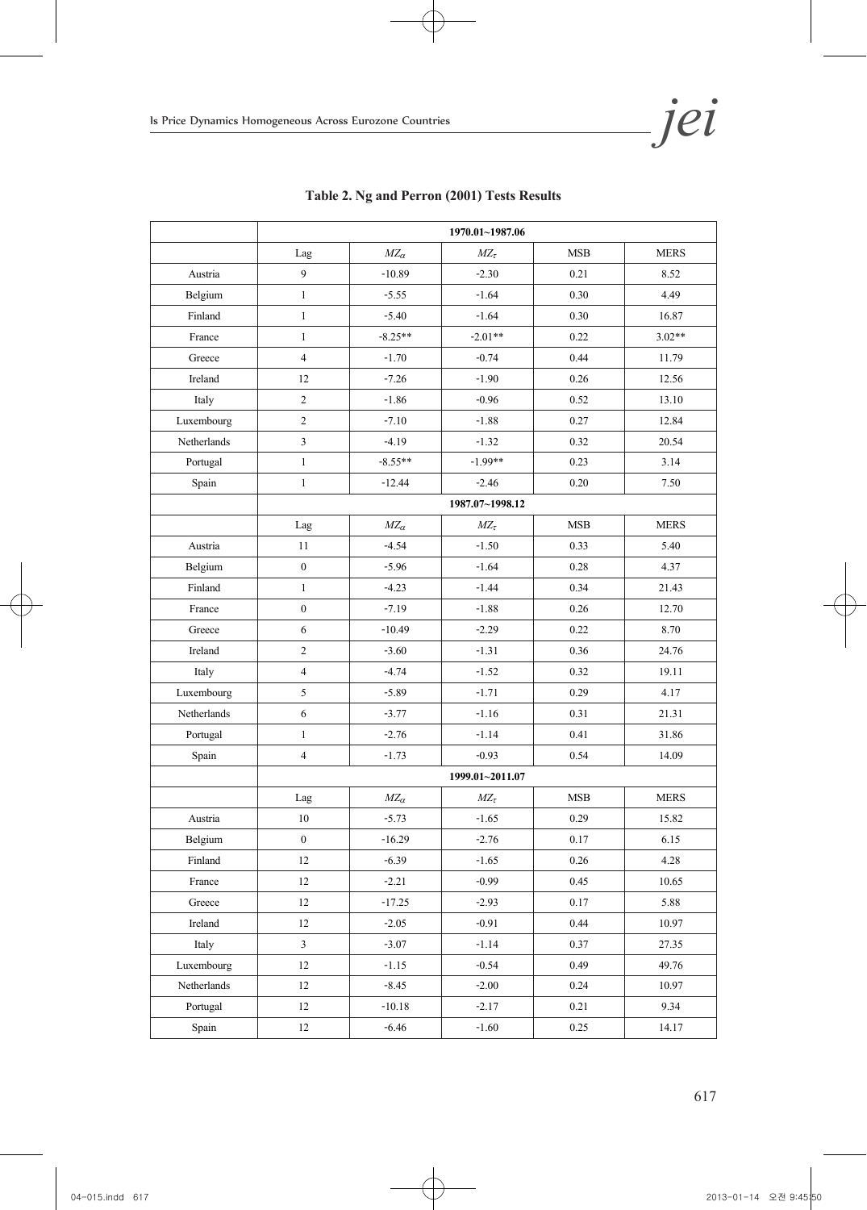**Table 2. Ng and Perron (2001) Tests Results**

| | 1970.01~1987.06 | | | | |
|---|---|---|---|---|---|
| | Lag | $MZ_\alpha$ | $MZ_\tau$ | MSB | MERS |
| Austria | 9 | -10.89 | -2.30 | 0.21 | 8.52 |
| Belgium | 1 | -5.55 | -1.64 | 0.30 | 4.49 |
| Finland | 1 | -5.40 | -1.64 | 0.30 | 16.87 |
| France | 1 | -8.25** | -2.01** | 0.22 | 3.02** |
| Greece | 4 | -1.70 | -0.74 | 0.44 | 11.79 |
| Ireland | 12 | -7.26 | -1.90 | 0.26 | 12.56 |
| Italy | 2 | -1.86 | -0.96 | 0.52 | 13.10 |
| Luxembourg | 2 | -7.10 | -1.88 | 0.27 | 12.84 |
| Netherlands | 3 | -4.19 | -1.32 | 0.32 | 20.54 |
| Portugal | 1 | -8.55** | -1.99** | 0.23 | 3.14 |
| Spain | 1 | -12.44 | -2.46 | 0.20 | 7.50 |
| | 1987.07~1998.12 | | | | |
| | Lag | $MZ_\alpha$ | $MZ_\tau$ | MSB | MERS |
| Austria | 11 | -4.54 | -1.50 | 0.33 | 5.40 |
| Belgium | 0 | -5.96 | -1.64 | 0.28 | 4.37 |
| Finland | 1 | -4.23 | -1.44 | 0.34 | 21.43 |
| France | 0 | -7.19 | -1.88 | 0.26 | 12.70 |
| Greece | 6 | -10.49 | -2.29 | 0.22 | 8.70 |
| Ireland | 2 | -3.60 | -1.31 | 0.36 | 24.76 |
| Italy | 4 | -4.74 | -1.52 | 0.32 | 19.11 |
| Luxembourg | 5 | -5.89 | -1.71 | 0.29 | 4.17 |
| Netherlands | 6 | -3.77 | -1.16 | 0.31 | 21.31 |
| Portugal | 1 | -2.76 | -1.14 | 0.41 | 31.86 |
| Spain | 4 | -1.73 | -0.93 | 0.54 | 14.09 |
| | 1999.01~2011.07 | | | | |
| | Lag | $MZ_\alpha$ | $MZ_\tau$ | MSB | MERS |
| Austria | 10 | -5.73 | -1.65 | 0.29 | 15.82 |
| Belgium | 0 | -16.29 | -2.76 | 0.17 | 6.15 |
| Finland | 12 | -6.39 | -1.65 | 0.26 | 4.28 |
| France | 12 | -2.21 | -0.99 | 0.45 | 10.65 |
| Greece | 12 | -17.25 | -2.93 | 0.17 | 5.88 |
| Ireland | 12 | -2.05 | -0.91 | 0.44 | 10.97 |
| Italy | 3 | -3.07 | -1.14 | 0.37 | 27.35 |
| Luxembourg | 12 | -1.15 | -0.54 | 0.49 | 49.76 |
| Netherlands | 12 | -8.45 | -2.00 | 0.24 | 10.97 |
| Portugal | 12 | -10.18 | -2.17 | 0.21 | 9.34 |
| Spain | 12 | -6.46 | -1.60 | 0.25 | 14.17 |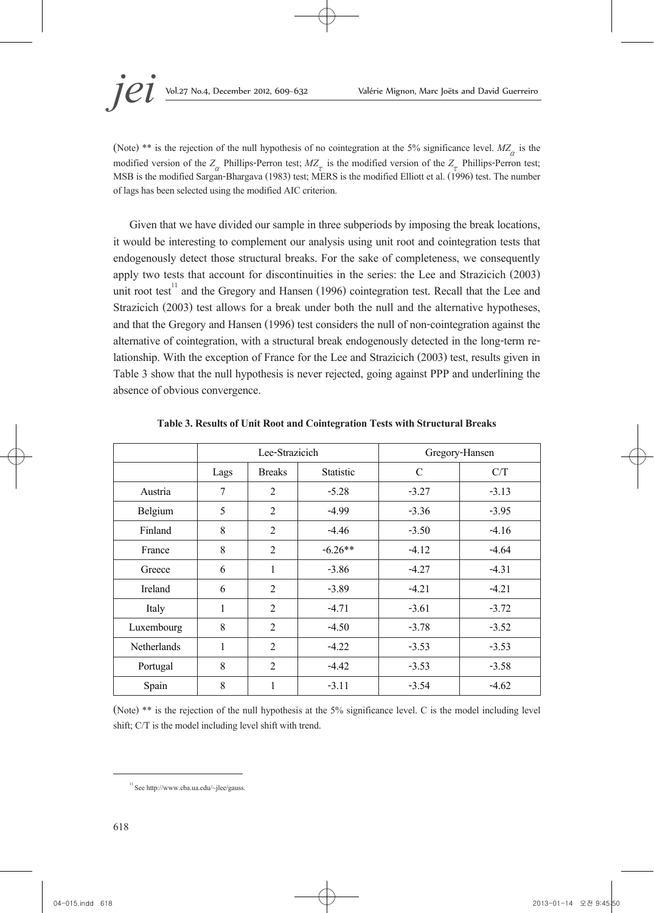(Note) ** is the rejection of the null hypothesis of no cointegration at the 5% significance level. $MZ_\alpha$ is the modified version of the $Z_\alpha$ Phillips-Perron test; $MZ_\tau$ is the modified version of the $Z_\tau$ Phillips-Perron test; MSB is the modified Sargan-Bhargava (1983) test; MERS is the modified Elliott et al. (1996) test. The number of lags has been selected using the modified AIC criterion.

Given that we have divided our sample in three subperiods by imposing the break locations, it would be interesting to complement our analysis using unit root and cointegration tests that endogenously detect those structural breaks. For the sake of completeness, we consequently apply two tests that account for discontinuities in the series: the Lee and Strazicich (2003) unit root test[11] and the Gregory and Hansen (1996) cointegration test. Recall that the Lee and Strazicich (2003) test allows for a break under both the null and the alternative hypotheses, and that the Gregory and Hansen (1996) test considers the null of non-cointegration against the alternative of cointegration, with a structural break endogenously detected in the long-term relationship. With the exception of France for the Lee and Strazicich (2003) test, results given in Table 3 show that the null hypothesis is never rejected, going against PPP and underlining the absence of obvious convergence.

**Table 3. Results of Unit Root and Cointegration Tests with Structural Breaks**

| | Lee-Strazicich | | | Gregory-Hansen | |
|---|---|---|---|---|---|
| | Lags | Breaks | Statistic | C | C/T |
| Austria | 7 | 2 | -5.28 | -3.27 | -3.13 |
| Belgium | 5 | 2 | -4.99 | -3.36 | -3.95 |
| Finland | 8 | 2 | -4.46 | -3.50 | -4.16 |
| France | 8 | 2 | -6.26** | -4.12 | -4.64 |
| Greece | 6 | 1 | -3.86 | -4.27 | -4.31 |
| Ireland | 6 | 2 | -3.89 | -4.21 | -4.21 |
| Italy | 1 | 2 | -4.71 | -3.61 | -3.72 |
| Luxembourg | 8 | 2 | -4.50 | -3.78 | -3.52 |
| Netherlands | 1 | 2 | -4.22 | -3.53 | -3.53 |
| Portugal | 8 | 2 | -4.42 | -3.53 | -3.58 |
| Spain | 8 | 1 | -3.11 | -3.54 | -4.62 |

(Note) ** is the rejection of the null hypothesis at the 5% significance level. C is the model including level shift; C/T is the model including level shift with trend.

[11] See http://www.cba.ua.edu/~jlee/gauss.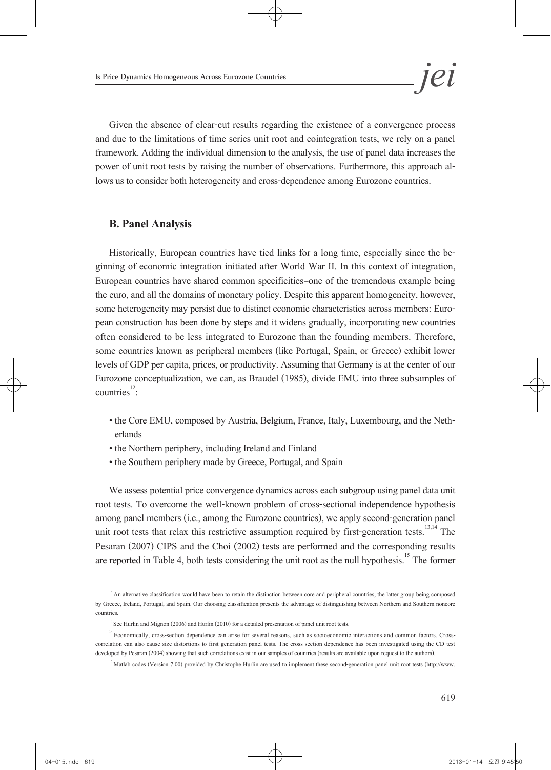Given the absence of clear-cut results regarding the existence of a convergence process and due to the limitations of time series unit root and cointegration tests, we rely on a panel framework. Adding the individual dimension to the analysis, the use of panel data increases the power of unit root tests by raising the number of observations. Furthermore, this approach allows us to consider both heterogeneity and cross-dependence among Eurozone countries.

### B. Panel Analysis

Historically, European countries have tied links for a long time, especially since the beginning of economic integration initiated after World War II. In this context of integration, European countries have shared common specificities–one of the tremendous example being the euro, and all the domains of monetary policy. Despite this apparent homogeneity, however, some heterogeneity may persist due to distinct economic characteristics across members: European construction has been done by steps and it widens gradually, incorporating new countries often considered to be less integrated to Eurozone than the founding members. Therefore, some countries known as peripheral members (like Portugal, Spain, or Greece) exhibit lower levels of GDP per capita, prices, or productivity. Assuming that Germany is at the center of our Eurozone conceptualization, we can, as Braudel (1985), divide EMU into three subsamples of countries[12]:

- the Core EMU, composed by Austria, Belgium, France, Italy, Luxembourg, and the Netherlands
- the Northern periphery, including Ireland and Finland
- the Southern periphery made by Greece, Portugal, and Spain

We assess potential price convergence dynamics across each subgroup using panel data unit root tests. To overcome the well-known problem of cross-sectional independence hypothesis among panel members (i.e., among the Eurozone countries), we apply second-generation panel unit root tests that relax this restrictive assumption required by first-generation tests.[13,14] The Pesaran (2007) CIPS and the Choi (2002) tests are performed and the corresponding results are reported in Table 4, both tests considering the unit root as the null hypothesis.[15] The former

---

[12] An alternative classification would have been to retain the distinction between core and peripheral countries, the latter group being composed by Greece, Ireland, Portugal, and Spain. Our choosing classification presents the advantage of distinguishing between Northern and Southern noncore countries.

[13] See Hurlin and Mignon (2006) and Hurlin (2010) for a detailed presentation of panel unit root tests.

[14] Economically, cross-section dependence can arise for several reasons, such as socioeconomic interactions and common factors. Cross-correlation can also cause size distortions to first-generation panel tests. The cross-section dependence has been investigated using the CD test developed by Pesaran (2004) showing that such correlations exist in our samples of countries (results are available upon request to the authors).

[15] Matlab codes (Version 7.00) provided by Christophe Hurlin are used to implement these second-generation panel unit root tests (http://www.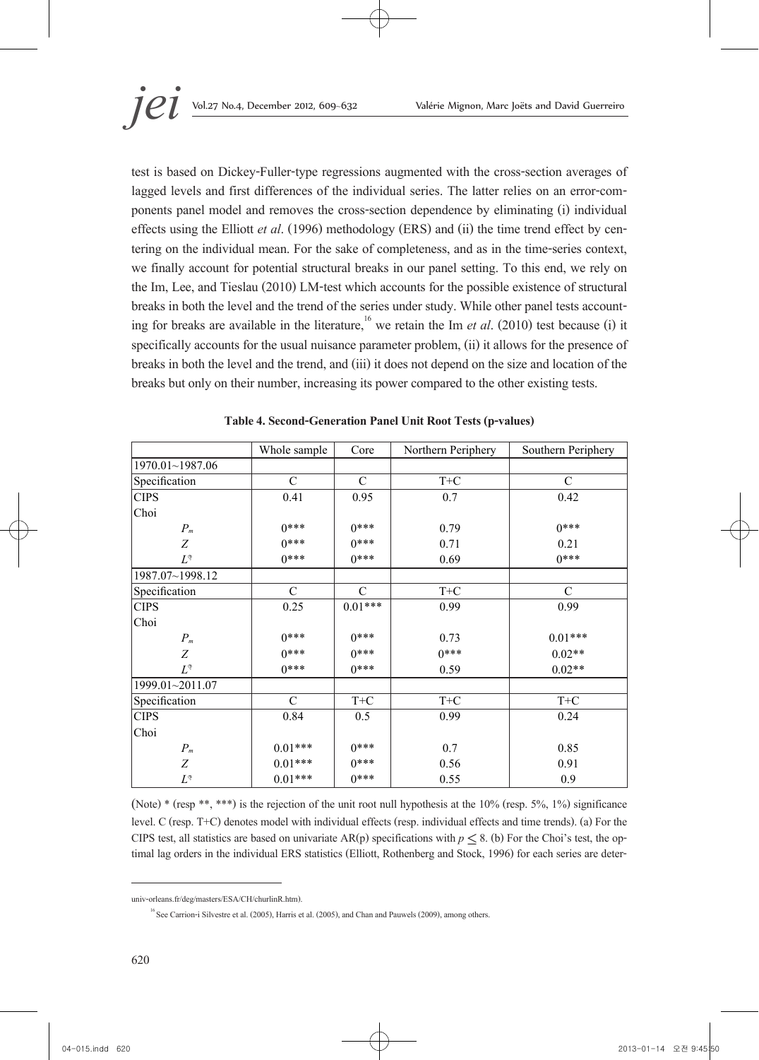test is based on Dickey-Fuller-type regressions augmented with the cross-section averages of lagged levels and first differences of the individual series. The latter relies on an error-components panel model and removes the cross-section dependence by eliminating (i) individual effects using the Elliott *et al*. (1996) methodology (ERS) and (ii) the time trend effect by centering on the individual mean. For the sake of completeness, and as in the time-series context, we finally account for potential structural breaks in our panel setting. To this end, we rely on the Im, Lee, and Tieslau (2010) LM-test which accounts for the possible existence of structural breaks in both the level and the trend of the series under study. While other panel tests accounting for breaks are available in the literature,[16] we retain the Im *et al*. (2010) test because (i) it specifically accounts for the usual nuisance parameter problem, (ii) it allows for the presence of breaks in both the level and the trend, and (iii) it does not depend on the size and location of the breaks but only on their number, increasing its power compared to the other existing tests.

**Table 4. Second-Generation Panel Unit Root Tests (p-values)**

| | Whole sample | Core | Northern Periphery | Southern Periphery |
|---|---|---|---|---|
| 1970.01~1987.06 | | | | |
| Specification | C | C | T+C | C |
| CIPS | 0.41 | 0.95 | 0.7 | 0.42 |
| Choi | | | | |
| $P_m$ | 0*** | 0*** | 0.79 | 0*** |
| $Z$ | 0*** | 0*** | 0.71 | 0.21 |
| $L^*$ | 0*** | 0*** | 0.69 | 0*** |
| 1987.07~1998.12 | | | | |
| Specification | C | C | T+C | C |
| CIPS | 0.25 | 0.01*** | 0.99 | 0.99 |
| Choi | | | | |
| $P_m$ | 0*** | 0*** | 0.73 | 0.01*** |
| $Z$ | 0*** | 0*** | 0*** | 0.02** |
| $L^*$ | 0*** | 0*** | 0.59 | 0.02** |
| 1999.01~2011.07 | | | | |
| Specification | C | T+C | T+C | T+C |
| CIPS | 0.84 | 0.5 | 0.99 | 0.24 |
| Choi | | | | |
| $P_m$ | 0.01*** | 0*** | 0.7 | 0.85 |
| $Z$ | 0.01*** | 0*** | 0.56 | 0.91 |
| $L^*$ | 0.01*** | 0*** | 0.55 | 0.9 |

(Note) * (resp **, ***) is the rejection of the unit root null hypothesis at the 10% (resp. 5%, 1%) significance level. C (resp. T+C) denotes model with individual effects (resp. individual effects and time trends). (a) For the CIPS test, all statistics are based on univariate AR(p) specifications with $p \leq 8$. (b) For the Choi's test, the optimal lag orders in the individual ERS statistics (Elliott, Rothenberg and Stock, 1996) for each series are deter-

univ-orleans.fr/deg/masters/ESA/CH/churlinR.htm).

[16] See Carrion-i Silvestre et al. (2005), Harris et al. (2005), and Chan and Pauwels (2009), among others.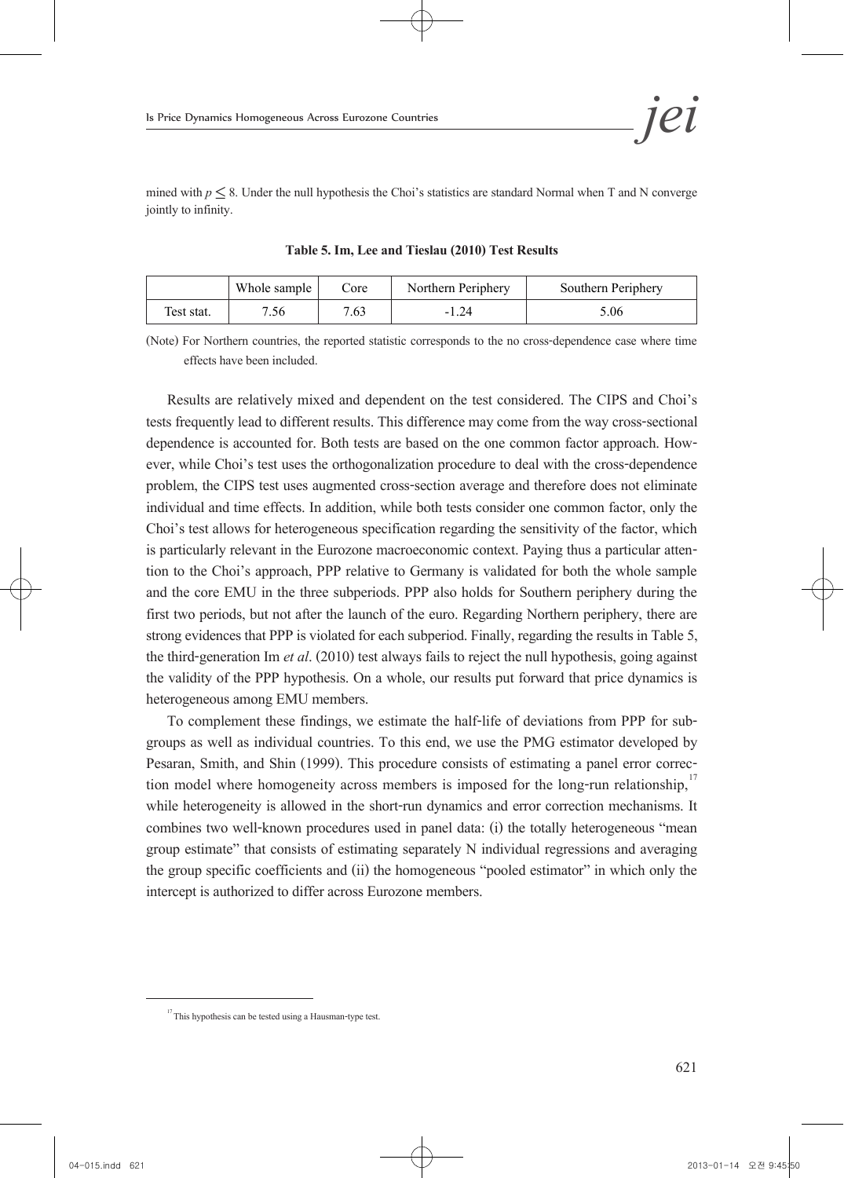mined with $p \leq 8$. Under the null hypothesis the Choi's statistics are standard Normal when T and N converge jointly to infinity.

**Table 5. Im, Lee and Tieslau (2010) Test Results**

| | Whole sample | Core | Northern Periphery | Southern Periphery |
|---|---|---|---|---|
| Test stat. | 7.56 | 7.63 | -1.24 | 5.06 |

(Note) For Northern countries, the reported statistic corresponds to the no cross-dependence case where time effects have been included.

Results are relatively mixed and dependent on the test considered. The CIPS and Choi's tests frequently lead to different results. This difference may come from the way cross-sectional dependence is accounted for. Both tests are based on the one common factor approach. However, while Choi's test uses the orthogonalization procedure to deal with the cross-dependence problem, the CIPS test uses augmented cross-section average and therefore does not eliminate individual and time effects. In addition, while both tests consider one common factor, only the Choi's test allows for heterogeneous specification regarding the sensitivity of the factor, which is particularly relevant in the Eurozone macroeconomic context. Paying thus a particular attention to the Choi's approach, PPP relative to Germany is validated for both the whole sample and the core EMU in the three subperiods. PPP also holds for Southern periphery during the first two periods, but not after the launch of the euro. Regarding Northern periphery, there are strong evidences that PPP is violated for each subperiod. Finally, regarding the results in Table 5, the third-generation Im *et al*. (2010) test always fails to reject the null hypothesis, going against the validity of the PPP hypothesis. On a whole, our results put forward that price dynamics is heterogeneous among EMU members.

To complement these findings, we estimate the half-life of deviations from PPP for subgroups as well as individual countries. To this end, we use the PMG estimator developed by Pesaran, Smith, and Shin (1999). This procedure consists of estimating a panel error correction model where homogeneity across members is imposed for the long-run relationship,[17] while heterogeneity is allowed in the short-run dynamics and error correction mechanisms. It combines two well-known procedures used in panel data: (i) the totally heterogeneous "mean group estimate" that consists of estimating separately N individual regressions and averaging the group specific coefficients and (ii) the homogeneous "pooled estimator" in which only the intercept is authorized to differ across Eurozone members.

[17] This hypothesis can be tested using a Hausman-type test.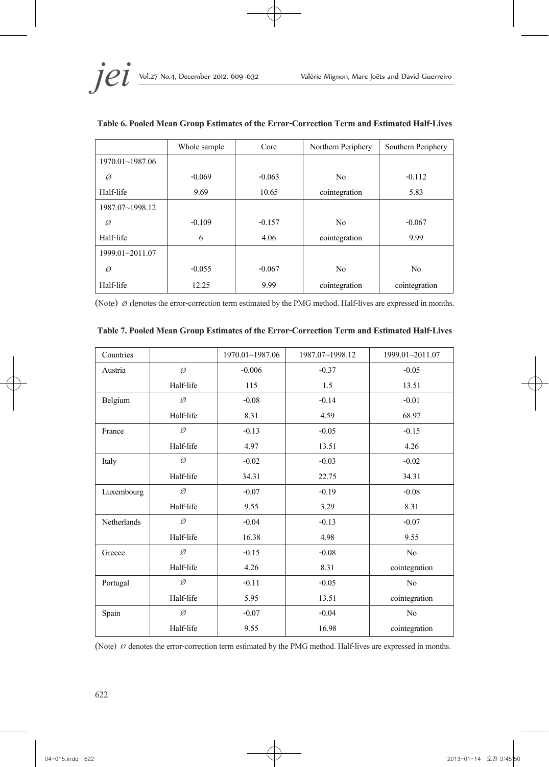**Table 6. Pooled Mean Group Estimates of the Error-Correction Term and Estimated Half-Lives**

| | Whole sample | Core | Northern Periphery | Southern Periphery |
|---|---|---|---|---|
| 1970.01~1987.06 | | | | |
| $\varnothing$ | -0.069 | -0.063 | No | -0.112 |
| Half-life | 9.69 | 10.65 | cointegration | 5.83 |
| 1987.07~1998.12 | | | | |
| $\varnothing$ | -0.109 | -0.157 | No | -0.067 |
| Half-life | 6 | 4.06 | cointegration | 9.99 |
| 1999.01~2011.07 | | | | |
| $\varnothing$ | -0.055 | -0.067 | No | No |
| Half-life | 12.25 | 9.99 | cointegration | cointegration |

(Note) $\varnothing$ denotes the error-correction term estimated by the PMG method. Half-lives are expressed in months.

**Table 7. Pooled Mean Group Estimates of the Error-Correction Term and Estimated Half-Lives**

| Countries | | 1970.01~1987.06 | 1987.07~1998.12 | 1999.01~2011.07 |
|---|---|---|---|---|
| Austria | $\varnothing$ | -0.006 | -0.37 | -0.05 |
| | Half-life | 115 | 1.5 | 13.51 |
| Belgium | $\varnothing$ | -0.08 | -0.14 | -0.01 |
| | Half-life | 8.31 | 4.59 | 68.97 |
| France | $\varnothing$ | -0.13 | -0.05 | -0.15 |
| | Half-life | 4.97 | 13.51 | 4.26 |
| Italy | $\varnothing$ | -0.02 | -0.03 | -0.02 |
| | Half-life | 34.31 | 22.75 | 34.31 |
| Luxembourg | $\varnothing$ | -0.07 | -0.19 | -0.08 |
| | Half-life | 9.55 | 3.29 | 8.31 |
| Netherlands | $\varnothing$ | -0.04 | -0.13 | -0.07 |
| | Half-life | 16.38 | 4.98 | 9.55 |
| Greece | $\varnothing$ | -0.15 | -0.08 | No |
| | Half-life | 4.26 | 8.31 | cointegration |
| Portugal | $\varnothing$ | -0.11 | -0.05 | No |
| | Half-life | 5.95 | 13.51 | cointegration |
| Spain | $\varnothing$ | -0.07 | -0.04 | No |
| | Half-life | 9.55 | 16.98 | cointegration |

(Note) $\varnothing$ denotes the error-correction term estimated by the PMG method. Half-lives are expressed in months.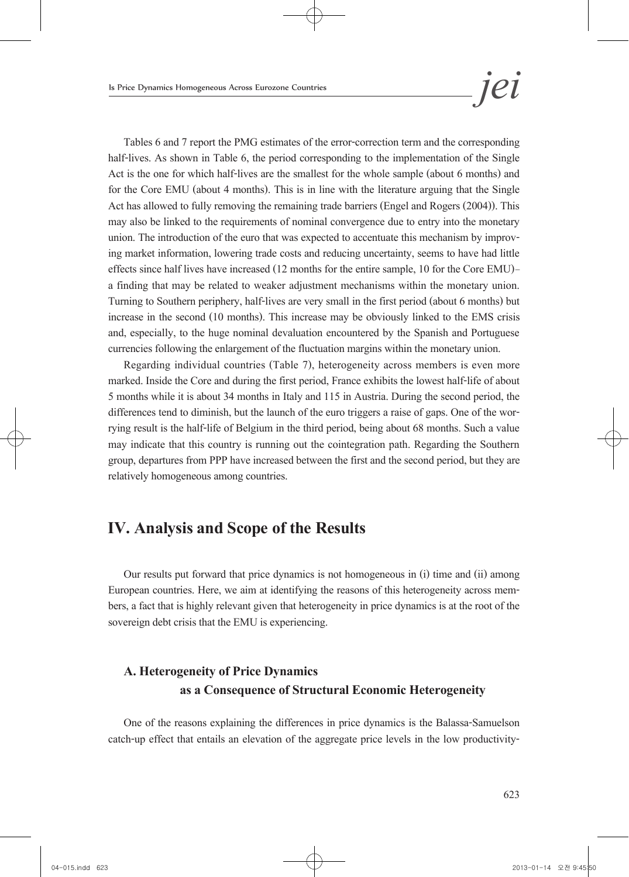Tables 6 and 7 report the PMG estimates of the error-correction term and the corresponding half-lives. As shown in Table 6, the period corresponding to the implementation of the Single Act is the one for which half-lives are the smallest for the whole sample (about 6 months) and for the Core EMU (about 4 months). This is in line with the literature arguing that the Single Act has allowed to fully removing the remaining trade barriers (Engel and Rogers (2004)). This may also be linked to the requirements of nominal convergence due to entry into the monetary union. The introduction of the euro that was expected to accentuate this mechanism by improving market information, lowering trade costs and reducing uncertainty, seems to have had little effects since half lives have increased (12 months for the entire sample, 10 for the Core EMU)– a finding that may be related to weaker adjustment mechanisms within the monetary union. Turning to Southern periphery, half-lives are very small in the first period (about 6 months) but increase in the second (10 months). This increase may be obviously linked to the EMS crisis and, especially, to the huge nominal devaluation encountered by the Spanish and Portuguese currencies following the enlargement of the fluctuation margins within the monetary union.

Regarding individual countries (Table 7), heterogeneity across members is even more marked. Inside the Core and during the first period, France exhibits the lowest half-life of about 5 months while it is about 34 months in Italy and 115 in Austria. During the second period, the differences tend to diminish, but the launch of the euro triggers a raise of gaps. One of the worrying result is the half-life of Belgium in the third period, being about 68 months. Such a value may indicate that this country is running out the cointegration path. Regarding the Southern group, departures from PPP have increased between the first and the second period, but they are relatively homogeneous among countries.

# IV. Analysis and Scope of the Results

Our results put forward that price dynamics is not homogeneous in (i) time and (ii) among European countries. Here, we aim at identifying the reasons of this heterogeneity across members, a fact that is highly relevant given that heterogeneity in price dynamics is at the root of the sovereign debt crisis that the EMU is experiencing.

## A. Heterogeneity of Price Dynamics as a Consequence of Structural Economic Heterogeneity

One of the reasons explaining the differences in price dynamics is the Balassa-Samuelson catch-up effect that entails an elevation of the aggregate price levels in the low productivity-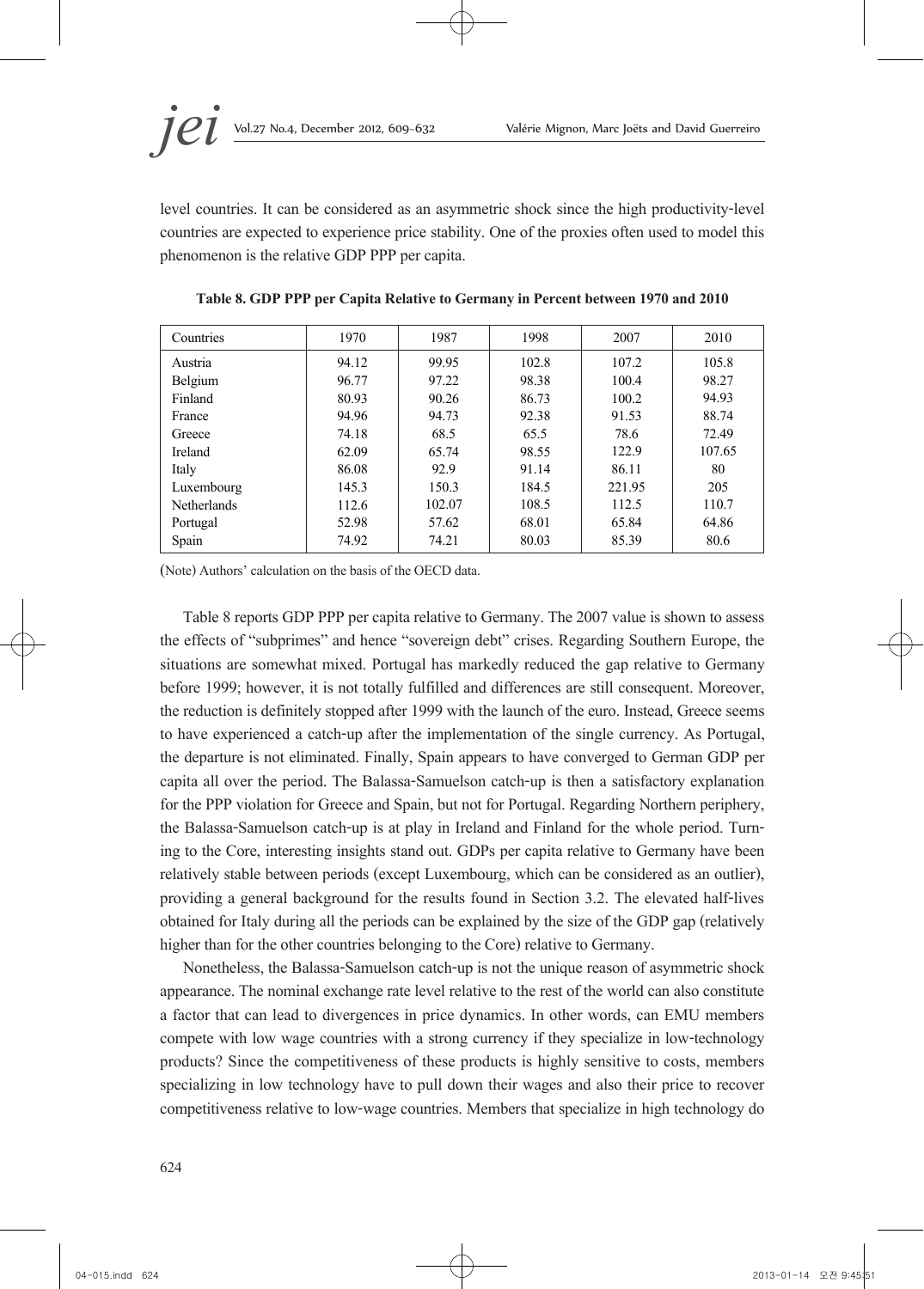level countries. It can be considered as an asymmetric shock since the high productivity-level countries are expected to experience price stability. One of the proxies often used to model this phenomenon is the relative GDP PPP per capita.

**Table 8. GDP PPP per Capita Relative to Germany in Percent between 1970 and 2010**

| Countries | 1970 | 1987 | 1998 | 2007 | 2010 |
|---|---|---|---|---|---|
| Austria | 94.12 | 99.95 | 102.8 | 107.2 | 105.8 |
| Belgium | 96.77 | 97.22 | 98.38 | 100.4 | 98.27 |
| Finland | 80.93 | 90.26 | 86.73 | 100.2 | 94.93 |
| France | 94.96 | 94.73 | 92.38 | 91.53 | 88.74 |
| Greece | 74.18 | 68.5 | 65.5 | 78.6 | 72.49 |
| Ireland | 62.09 | 65.74 | 98.55 | 122.9 | 107.65 |
| Italy | 86.08 | 92.9 | 91.14 | 86.11 | 80 |
| Luxembourg | 145.3 | 150.3 | 184.5 | 221.95 | 205 |
| Netherlands | 112.6 | 102.07 | 108.5 | 112.5 | 110.7 |
| Portugal | 52.98 | 57.62 | 68.01 | 65.84 | 64.86 |
| Spain | 74.92 | 74.21 | 80.03 | 85.39 | 80.6 |

(Note) Authors' calculation on the basis of the OECD data.

Table 8 reports GDP PPP per capita relative to Germany. The 2007 value is shown to assess the effects of "subprimes" and hence "sovereign debt" crises. Regarding Southern Europe, the situations are somewhat mixed. Portugal has markedly reduced the gap relative to Germany before 1999; however, it is not totally fulfilled and differences are still consequent. Moreover, the reduction is definitely stopped after 1999 with the launch of the euro. Instead, Greece seems to have experienced a catch-up after the implementation of the single currency. As Portugal, the departure is not eliminated. Finally, Spain appears to have converged to German GDP per capita all over the period. The Balassa-Samuelson catch-up is then a satisfactory explanation for the PPP violation for Greece and Spain, but not for Portugal. Regarding Northern periphery, the Balassa-Samuelson catch-up is at play in Ireland and Finland for the whole period. Turning to the Core, interesting insights stand out. GDPs per capita relative to Germany have been relatively stable between periods (except Luxembourg, which can be considered as an outlier), providing a general background for the results found in Section 3.2. The elevated half-lives obtained for Italy during all the periods can be explained by the size of the GDP gap (relatively higher than for the other countries belonging to the Core) relative to Germany.

Nonetheless, the Balassa-Samuelson catch-up is not the unique reason of asymmetric shock appearance. The nominal exchange rate level relative to the rest of the world can also constitute a factor that can lead to divergences in price dynamics. In other words, can EMU members compete with low wage countries with a strong currency if they specialize in low-technology products? Since the competitiveness of these products is highly sensitive to costs, members specializing in low technology have to pull down their wages and also their price to recover competitiveness relative to low-wage countries. Members that specialize in high technology do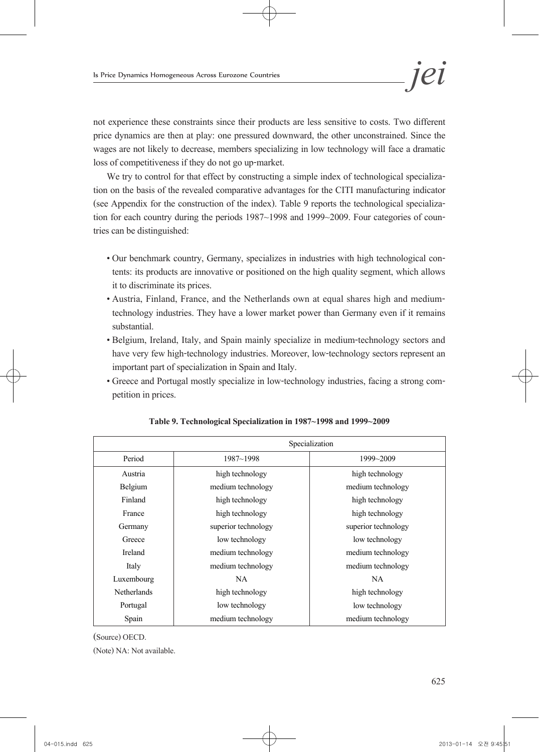not experience these constraints since their products are less sensitive to costs. Two different price dynamics are then at play: one pressured downward, the other unconstrained. Since the wages are not likely to decrease, members specializing in low technology will face a dramatic loss of competitiveness if they do not go up-market.

We try to control for that effect by constructing a simple index of technological specialization on the basis of the revealed comparative advantages for the CITI manufacturing indicator (see Appendix for the construction of the index). Table 9 reports the technological specialization for each country during the periods 1987~1998 and 1999~2009. Four categories of countries can be distinguished:

- Our benchmark country, Germany, specializes in industries with high technological contents: its products are innovative or positioned on the high quality segment, which allows it to discriminate its prices.
- Austria, Finland, France, and the Netherlands own at equal shares high and medium-technology industries. They have a lower market power than Germany even if it remains substantial.
- Belgium, Ireland, Italy, and Spain mainly specialize in medium-technology sectors and have very few high-technology industries. Moreover, low-technology sectors represent an important part of specialization in Spain and Italy.
- Greece and Portugal mostly specialize in low-technology industries, facing a strong competition in prices.

**Table 9. Technological Specialization in 1987~1998 and 1999~2009**

| | Specialization | |
|---|---|---|
| Period | 1987~1998 | 1999~2009 |
| Austria | high technology | high technology |
| Belgium | medium technology | medium technology |
| Finland | high technology | high technology |
| France | high technology | high technology |
| Germany | superior technology | superior technology |
| Greece | low technology | low technology |
| Ireland | medium technology | medium technology |
| Italy | medium technology | medium technology |
| Luxembourg | NA | NA |
| Netherlands | high technology | high technology |
| Portugal | low technology | low technology |
| Spain | medium technology | medium technology |

(Source) OECD.

(Note) NA: Not available.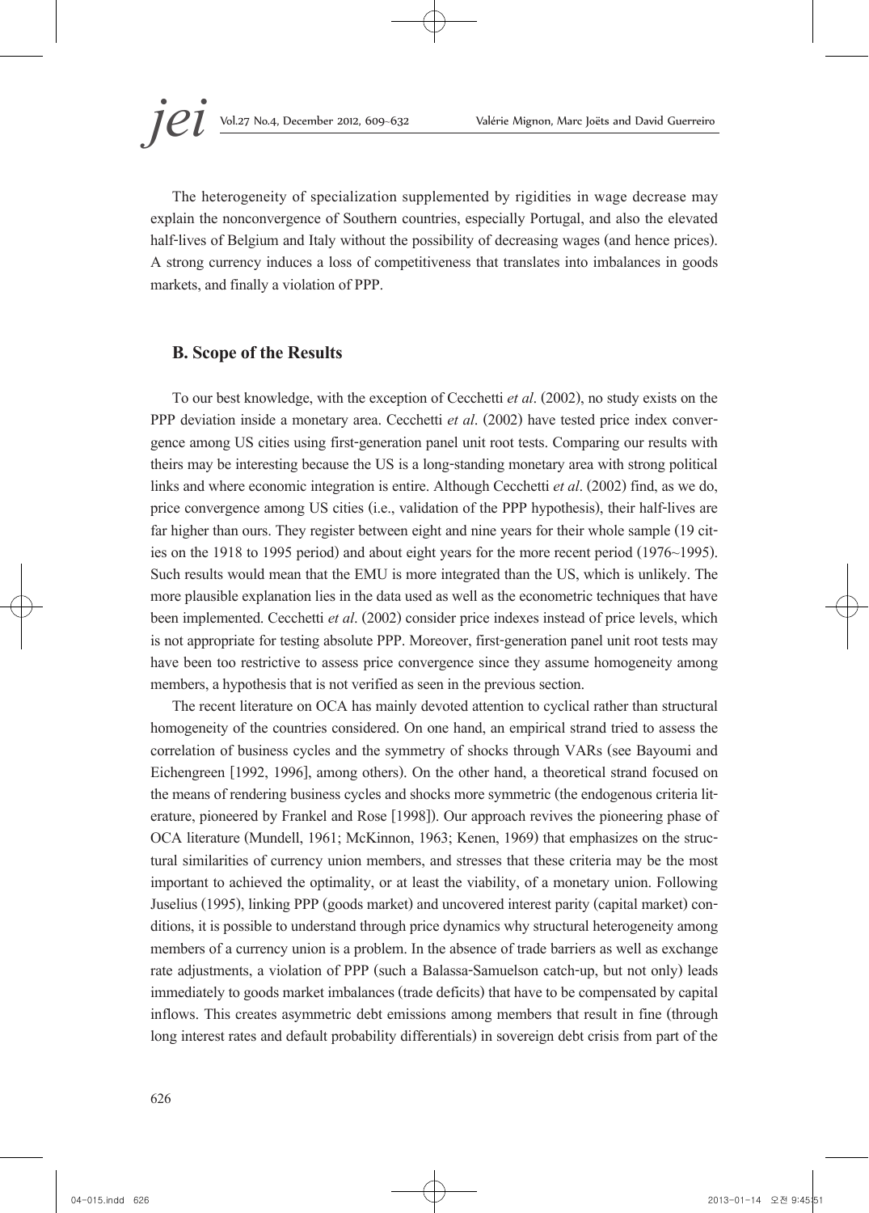The heterogeneity of specialization supplemented by rigidities in wage decrease may explain the nonconvergence of Southern countries, especially Portugal, and also the elevated half-lives of Belgium and Italy without the possibility of decreasing wages (and hence prices). A strong currency induces a loss of competitiveness that translates into imbalances in goods markets, and finally a violation of PPP.

## B. Scope of the Results

To our best knowledge, with the exception of Cecchetti *et al*. (2002), no study exists on the PPP deviation inside a monetary area. Cecchetti *et al*. (2002) have tested price index convergence among US cities using first-generation panel unit root tests. Comparing our results with theirs may be interesting because the US is a long-standing monetary area with strong political links and where economic integration is entire. Although Cecchetti *et al*. (2002) find, as we do, price convergence among US cities (i.e., validation of the PPP hypothesis), their half-lives are far higher than ours. They register between eight and nine years for their whole sample (19 cities on the 1918 to 1995 period) and about eight years for the more recent period (1976~1995). Such results would mean that the EMU is more integrated than the US, which is unlikely. The more plausible explanation lies in the data used as well as the econometric techniques that have been implemented. Cecchetti *et al*. (2002) consider price indexes instead of price levels, which is not appropriate for testing absolute PPP. Moreover, first-generation panel unit root tests may have been too restrictive to assess price convergence since they assume homogeneity among members, a hypothesis that is not verified as seen in the previous section.

The recent literature on OCA has mainly devoted attention to cyclical rather than structural homogeneity of the countries considered. On one hand, an empirical strand tried to assess the correlation of business cycles and the symmetry of shocks through VARs (see Bayoumi and Eichengreen [1992, 1996], among others). On the other hand, a theoretical strand focused on the means of rendering business cycles and shocks more symmetric (the endogenous criteria literature, pioneered by Frankel and Rose [1998]). Our approach revives the pioneering phase of OCA literature (Mundell, 1961; McKinnon, 1963; Kenen, 1969) that emphasizes on the structural similarities of currency union members, and stresses that these criteria may be the most important to achieved the optimality, or at least the viability, of a monetary union. Following Juselius (1995), linking PPP (goods market) and uncovered interest parity (capital market) conditions, it is possible to understand through price dynamics why structural heterogeneity among members of a currency union is a problem. In the absence of trade barriers as well as exchange rate adjustments, a violation of PPP (such a Balassa-Samuelson catch-up, but not only) leads immediately to goods market imbalances (trade deficits) that have to be compensated by capital inflows. This creates asymmetric debt emissions among members that result in fine (through long interest rates and default probability differentials) in sovereign debt crisis from part of the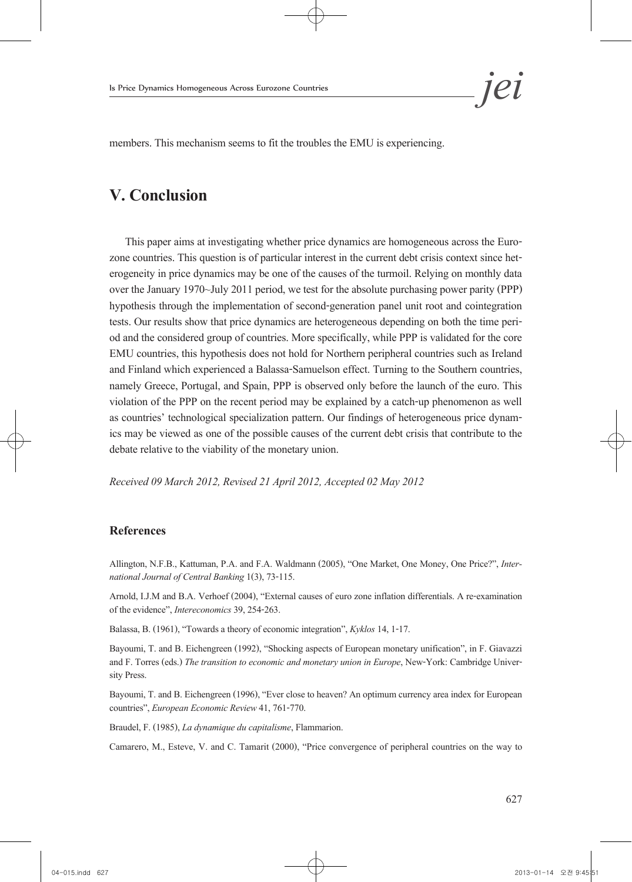members. This mechanism seems to fit the troubles the EMU is experiencing.

## V. Conclusion

This paper aims at investigating whether price dynamics are homogeneous across the Eurozone countries. This question is of particular interest in the current debt crisis context since heterogeneity in price dynamics may be one of the causes of the turmoil. Relying on monthly data over the January 1970~July 2011 period, we test for the absolute purchasing power parity (PPP) hypothesis through the implementation of second-generation panel unit root and cointegration tests. Our results show that price dynamics are heterogeneous depending on both the time period and the considered group of countries. More specifically, while PPP is validated for the core EMU countries, this hypothesis does not hold for Northern peripheral countries such as Ireland and Finland which experienced a Balassa-Samuelson effect. Turning to the Southern countries, namely Greece, Portugal, and Spain, PPP is observed only before the launch of the euro. This violation of the PPP on the recent period may be explained by a catch-up phenomenon as well as countries' technological specialization pattern. Our findings of heterogeneous price dynamics may be viewed as one of the possible causes of the current debt crisis that contribute to the debate relative to the viability of the monetary union.

*Received 09 March 2012, Revised 21 April 2012, Accepted 02 May 2012*

### References

Allington, N.F.B., Kattuman, P.A. and F.A. Waldmann (2005), "One Market, One Money, One Price?", *International Journal of Central Banking* 1(3), 73-115.

Arnold, I.J.M and B.A. Verhoef (2004), "External causes of euro zone inflation differentials. A re-examination of the evidence", *Intereconomics* 39, 254-263.

Balassa, B. (1961), "Towards a theory of economic integration", *Kyklos* 14, 1-17.

Bayoumi, T. and B. Eichengreen (1992), "Shocking aspects of European monetary unification", in F. Giavazzi and F. Torres (eds.) *The transition to economic and monetary union in Europe*, New-York: Cambridge University Press.

Bayoumi, T. and B. Eichengreen (1996), "Ever close to heaven? An optimum currency area index for European countries", *European Economic Review* 41, 761-770.

Braudel, F. (1985), *La dynamique du capitalisme*, Flammarion.

Camarero, M., Esteve, V. and C. Tamarit (2000), "Price convergence of peripheral countries on the way to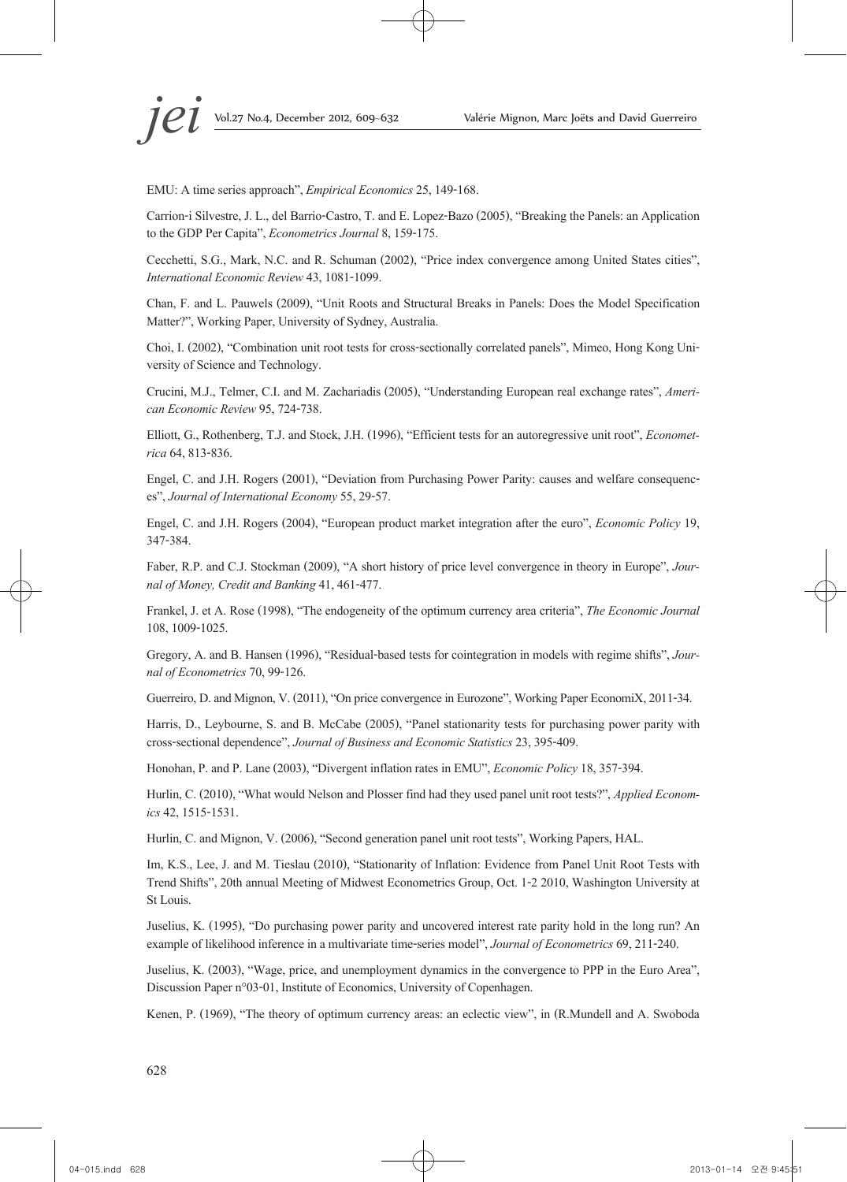EMU: A time series approach", *Empirical Economics* 25, 149-168.

Carrion-i Silvestre, J. L., del Barrio-Castro, T. and E. Lopez-Bazo (2005), "Breaking the Panels: an Application to the GDP Per Capita", *Econometrics Journal* 8, 159-175.

Cecchetti, S.G., Mark, N.C. and R. Schuman (2002), "Price index convergence among United States cities", *International Economic Review* 43, 1081-1099.

Chan, F. and L. Pauwels (2009), "Unit Roots and Structural Breaks in Panels: Does the Model Specification Matter?", Working Paper, University of Sydney, Australia.

Choi, I. (2002), "Combination unit root tests for cross-sectionally correlated panels", Mimeo, Hong Kong University of Science and Technology.

Crucini, M.J., Telmer, C.I. and M. Zachariadis (2005), "Understanding European real exchange rates", *American Economic Review* 95, 724-738.

Elliott, G., Rothenberg, T.J. and Stock, J.H. (1996), "Efficient tests for an autoregressive unit root", *Econometrica* 64, 813-836.

Engel, C. and J.H. Rogers (2001), "Deviation from Purchasing Power Parity: causes and welfare consequences", *Journal of International Economy* 55, 29-57.

Engel, C. and J.H. Rogers (2004), "European product market integration after the euro", *Economic Policy* 19, 347-384.

Faber, R.P. and C.J. Stockman (2009), "A short history of price level convergence in theory in Europe", *Journal of Money, Credit and Banking* 41, 461-477.

Frankel, J. et A. Rose (1998), "The endogeneity of the optimum currency area criteria", *The Economic Journal* 108, 1009-1025.

Gregory, A. and B. Hansen (1996), "Residual-based tests for cointegration in models with regime shifts", *Journal of Econometrics* 70, 99-126.

Guerreiro, D. and Mignon, V. (2011), "On price convergence in Eurozone", Working Paper EconomiX, 2011-34.

Harris, D., Leybourne, S. and B. McCabe (2005), "Panel stationarity tests for purchasing power parity with cross-sectional dependence", *Journal of Business and Economic Statistics* 23, 395-409.

Honohan, P. and P. Lane (2003), "Divergent inflation rates in EMU", *Economic Policy* 18, 357-394.

Hurlin, C. (2010), "What would Nelson and Plosser find had they used panel unit root tests?", *Applied Economics* 42, 1515-1531.

Hurlin, C. and Mignon, V. (2006), "Second generation panel unit root tests", Working Papers, HAL.

Im, K.S., Lee, J. and M. Tieslau (2010), "Stationarity of Inflation: Evidence from Panel Unit Root Tests with Trend Shifts", 20th annual Meeting of Midwest Econometrics Group, Oct. 1-2 2010, Washington University at St Louis.

Juselius, K. (1995), "Do purchasing power parity and uncovered interest rate parity hold in the long run? An example of likelihood inference in a multivariate time-series model", *Journal of Econometrics* 69, 211-240.

Juselius, K. (2003), "Wage, price, and unemployment dynamics in the convergence to PPP in the Euro Area", Discussion Paper n°03-01, Institute of Economics, University of Copenhagen.

Kenen, P. (1969), "The theory of optimum currency areas: an eclectic view", in (R.Mundell and A. Swoboda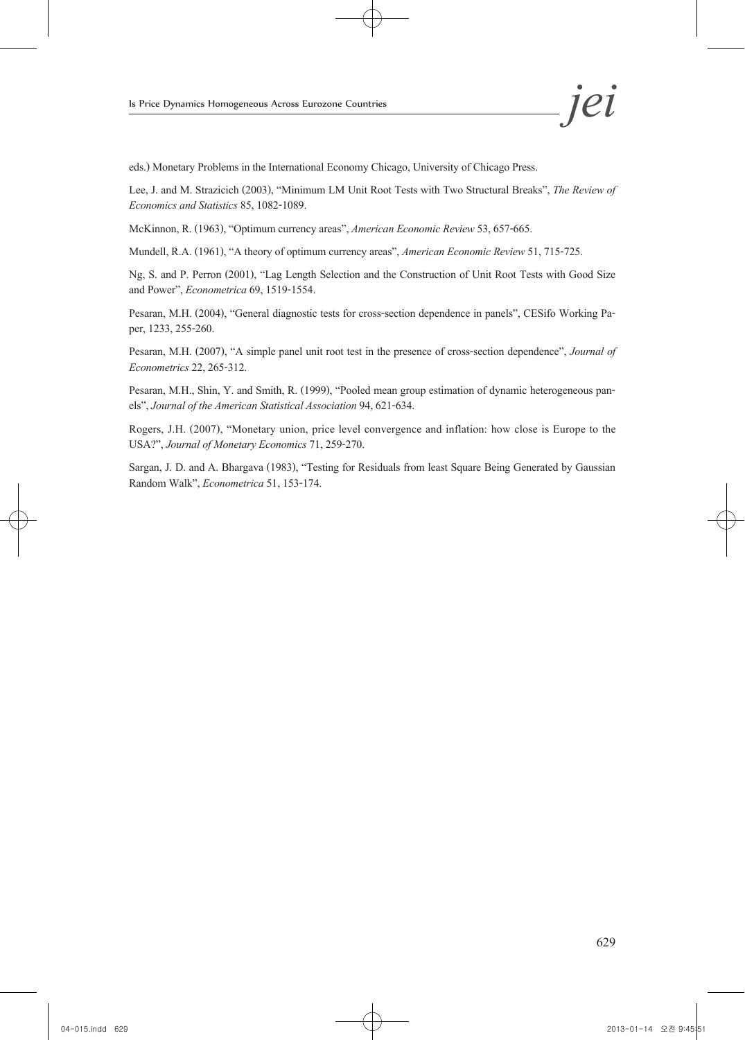eds.) Monetary Problems in the International Economy Chicago, University of Chicago Press.

Lee, J. and M. Strazicich (2003), "Minimum LM Unit Root Tests with Two Structural Breaks", *The Review of Economics and Statistics* 85, 1082-1089.

McKinnon, R. (1963), "Optimum currency areas", *American Economic Review* 53, 657-665.

Mundell, R.A. (1961), "A theory of optimum currency areas", *American Economic Review* 51, 715-725.

Ng, S. and P. Perron (2001), "Lag Length Selection and the Construction of Unit Root Tests with Good Size and Power", *Econometrica* 69, 1519-1554.

Pesaran, M.H. (2004), "General diagnostic tests for cross-section dependence in panels", CESifo Working Paper, 1233, 255-260.

Pesaran, M.H. (2007), "A simple panel unit root test in the presence of cross-section dependence", *Journal of Econometrics* 22, 265-312.

Pesaran, M.H., Shin, Y. and Smith, R. (1999), "Pooled mean group estimation of dynamic heterogeneous panels", *Journal of the American Statistical Association* 94, 621-634.

Rogers, J.H. (2007), "Monetary union, price level convergence and inflation: how close is Europe to the USA?", *Journal of Monetary Economics* 71, 259-270.

Sargan, J. D. and A. Bhargava (1983), "Testing for Residuals from least Square Being Generated by Gaussian Random Walk", *Econometrica* 51, 153-174.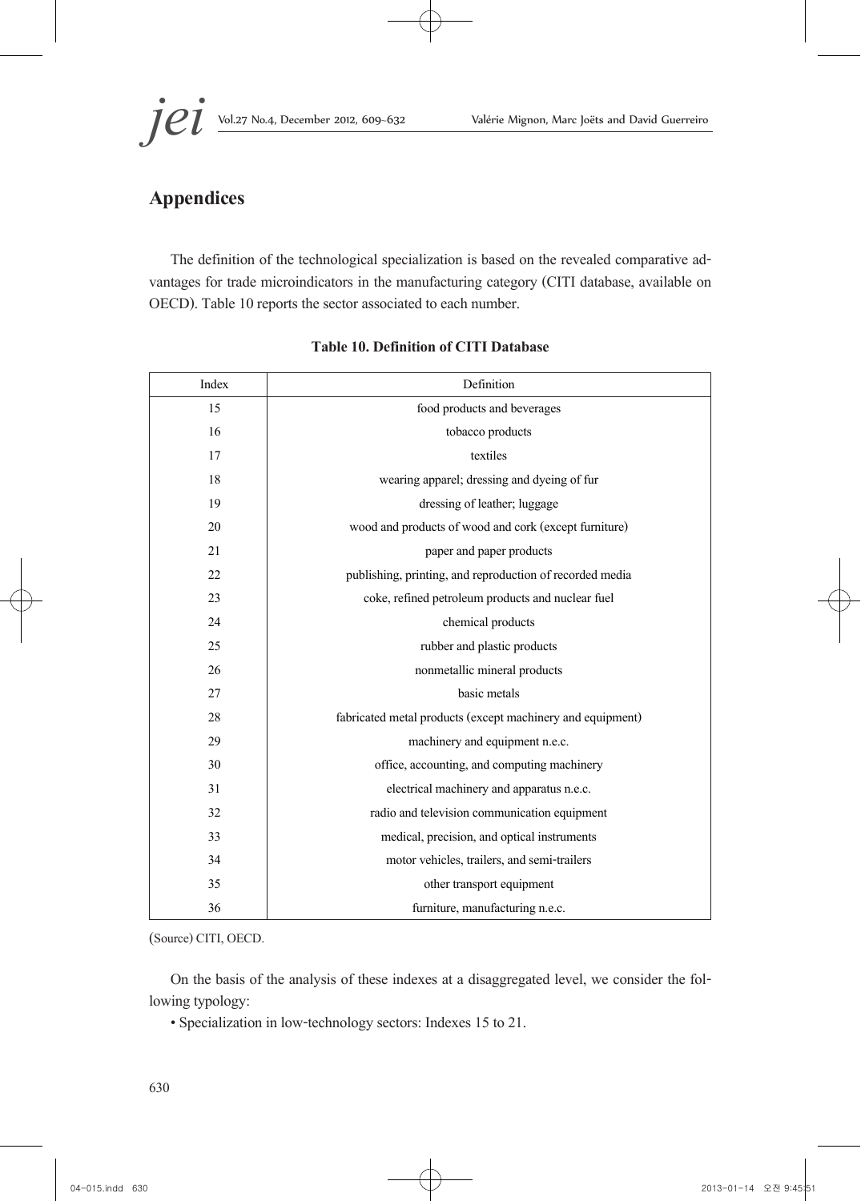## Appendices

The definition of the technological specialization is based on the revealed comparative advantages for trade microindicators in the manufacturing category (CITI database, available on OECD). Table 10 reports the sector associated to each number.

**Table 10. Definition of CITI Database**

| Index | Definition |
|---|---|
| 15 | food products and beverages |
| 16 | tobacco products |
| 17 | textiles |
| 18 | wearing apparel; dressing and dyeing of fur |
| 19 | dressing of leather; luggage |
| 20 | wood and products of wood and cork (except furniture) |
| 21 | paper and paper products |
| 22 | publishing, printing, and reproduction of recorded media |
| 23 | coke, refined petroleum products and nuclear fuel |
| 24 | chemical products |
| 25 | rubber and plastic products |
| 26 | nonmetallic mineral products |
| 27 | basic metals |
| 28 | fabricated metal products (except machinery and equipment) |
| 29 | machinery and equipment n.e.c. |
| 30 | office, accounting, and computing machinery |
| 31 | electrical machinery and apparatus n.e.c. |
| 32 | radio and television communication equipment |
| 33 | medical, precision, and optical instruments |
| 34 | motor vehicles, trailers, and semi-trailers |
| 35 | other transport equipment |
| 36 | furniture, manufacturing n.e.c. |

(Source) CITI, OECD.

On the basis of the analysis of these indexes at a disaggregated level, we consider the following typology:

- Specialization in low-technology sectors: Indexes 15 to 21.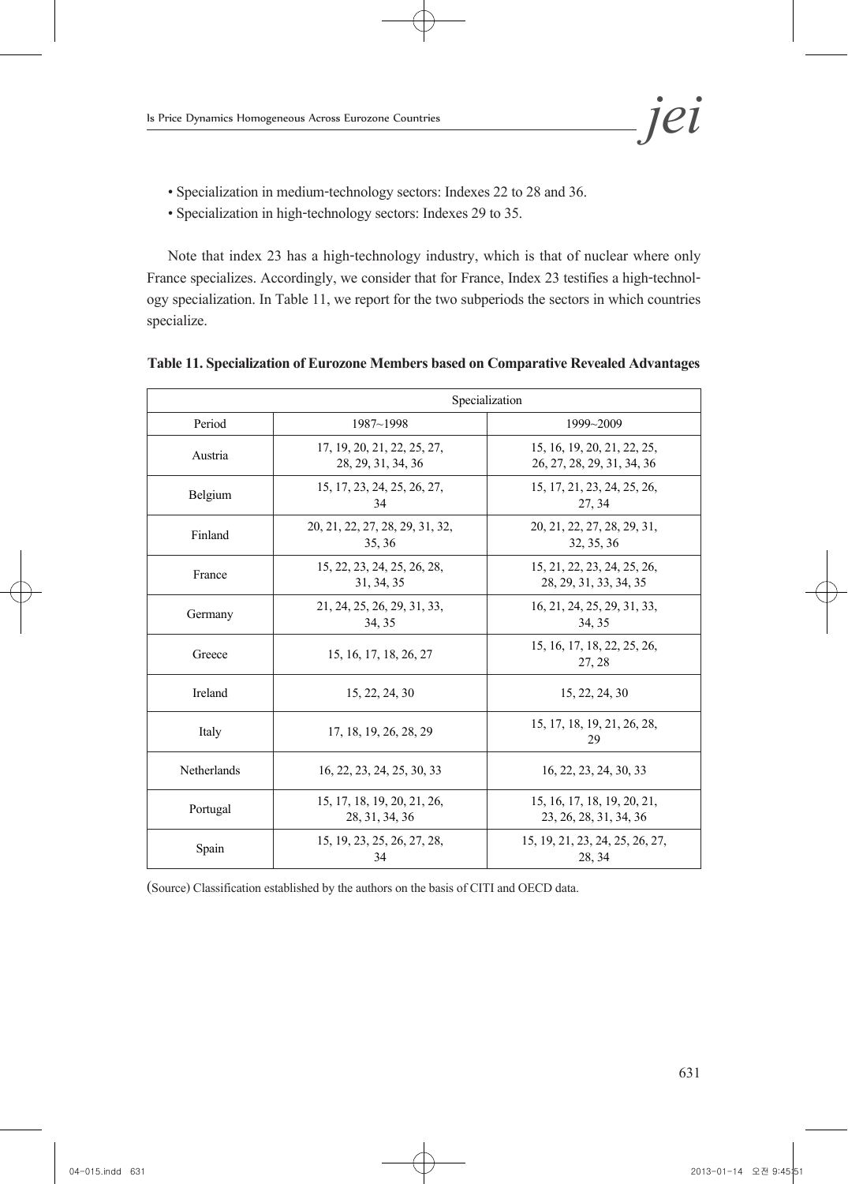- Specialization in medium-technology sectors: Indexes 22 to 28 and 36.
- Specialization in high-technology sectors: Indexes 29 to 35.

Note that index 23 has a high-technology industry, which is that of nuclear where only France specializes. Accordingly, we consider that for France, Index 23 testifies a high-technology specialization. In Table 11, we report for the two subperiods the sectors in which countries specialize.

**Table 11. Specialization of Eurozone Members based on Comparative Revealed Advantages**

| | Specialization | |
|---|---|---|
| Period | 1987~1998 | 1999~2009 |
| Austria | 17, 19, 20, 21, 22, 25, 27, 28, 29, 31, 34, 36 | 15, 16, 19, 20, 21, 22, 25, 26, 27, 28, 29, 31, 34, 36 |
| Belgium | 15, 17, 23, 24, 25, 26, 27, 34 | 15, 17, 21, 23, 24, 25, 26, 27, 34 |
| Finland | 20, 21, 22, 27, 28, 29, 31, 32, 35, 36 | 20, 21, 22, 27, 28, 29, 31, 32, 35, 36 |
| France | 15, 22, 23, 24, 25, 26, 28, 31, 34, 35 | 15, 21, 22, 23, 24, 25, 26, 28, 29, 31, 33, 34, 35 |
| Germany | 21, 24, 25, 26, 29, 31, 33, 34, 35 | 16, 21, 24, 25, 29, 31, 33, 34, 35 |
| Greece | 15, 16, 17, 18, 26, 27 | 15, 16, 17, 18, 22, 25, 26, 27, 28 |
| Ireland | 15, 22, 24, 30 | 15, 22, 24, 30 |
| Italy | 17, 18, 19, 26, 28, 29 | 15, 17, 18, 19, 21, 26, 28, 29 |
| Netherlands | 16, 22, 23, 24, 25, 30, 33 | 16, 22, 23, 24, 30, 33 |
| Portugal | 15, 17, 18, 19, 20, 21, 26, 28, 31, 34, 36 | 15, 16, 17, 18, 19, 20, 21, 23, 26, 28, 31, 34, 36 |
| Spain | 15, 19, 23, 25, 26, 27, 28, 34 | 15, 19, 21, 23, 24, 25, 26, 27, 28, 34 |

(Source) Classification established by the authors on the basis of CITI and OECD data.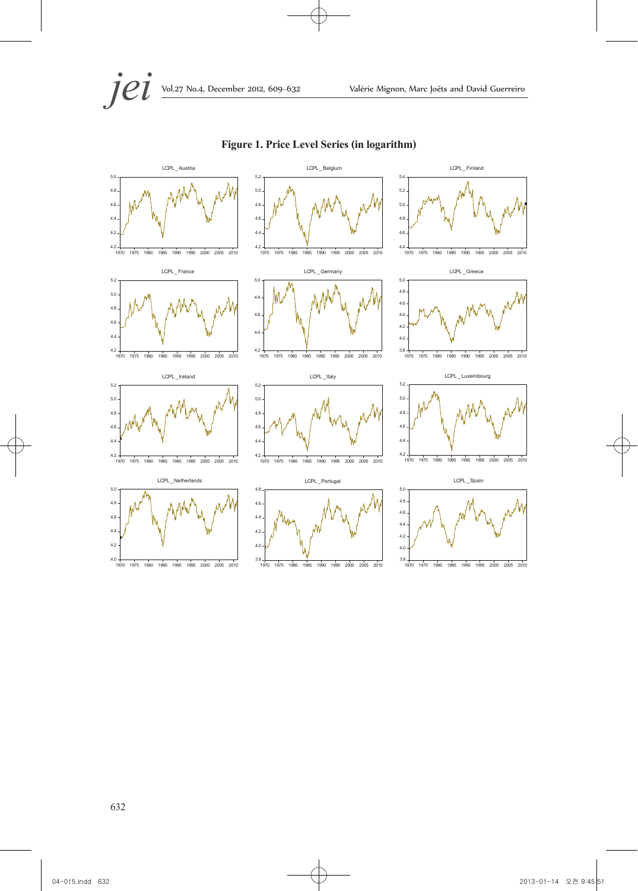**Figure 1. Price Level Series (in logarithm)**

LCPL_Austria

5.0
4.8
4.6
4.4
4.2
4.0

1970 1975 1980 1985 1990 1995 2000 2005 2010

LCPL_Belgium

5.2
5.0
4.8
4.6
4.4
4.2

1970 1975 1980 1985 1990 1995 2000 2005 2010

LCPL_Finland

5.4
5.2
5.0
4.8
4.6
4.4

1970 1975 1980 1985 1990 1995 2000 2005 2010

LCPL_France

5.2
5.0
4.8
4.6
4.4
4.2

1970 1975 1980 1985 1990 1995 2000 2005 2010

LCPL_Germany

5.0
4.8
4.6
4.4
4.2

1970 1975 1980 1985 1990 1995 2000 2005 2010

LCPL_Greece

5.0
4.8
4.6
4.4
4.2
4.0
3.8

1970 1975 1980 1985 1990 1995 2000 2005 2010

LCPL_Ireland

5.2
5.0
4.8
4.6
4.4
4.2

1970 1975 1980 1985 1990 1995 2000 2005 2010

LCPL_Italy

5.2
5.0
4.8
4.6
4.4
4.2

1970 1975 1980 1985 1990 1995 2000 2005 2010

LCPL_Luxembourg

5.2
5.0
4.8
4.6
4.4
4.2

1970 1975 1980 1985 1990 1995 2000 2005 2010

LCPL_Netherlands

5.0
4.8
4.6
4.4
4.2
4.0

1970 1975 1980 1985 1990 1995 2000 2005 2010

LCPL_Portugal

4.8
4.6
4.4
4.2
4.0
3.8

1970 1975 1980 1985 1990 1995 2000 2005 2010

LCPL_Spain

5.0
4.8
4.6
4.4
4.2
4.0
3.8

1970 1975 1980 1985 1990 1995 2000 2005 2010